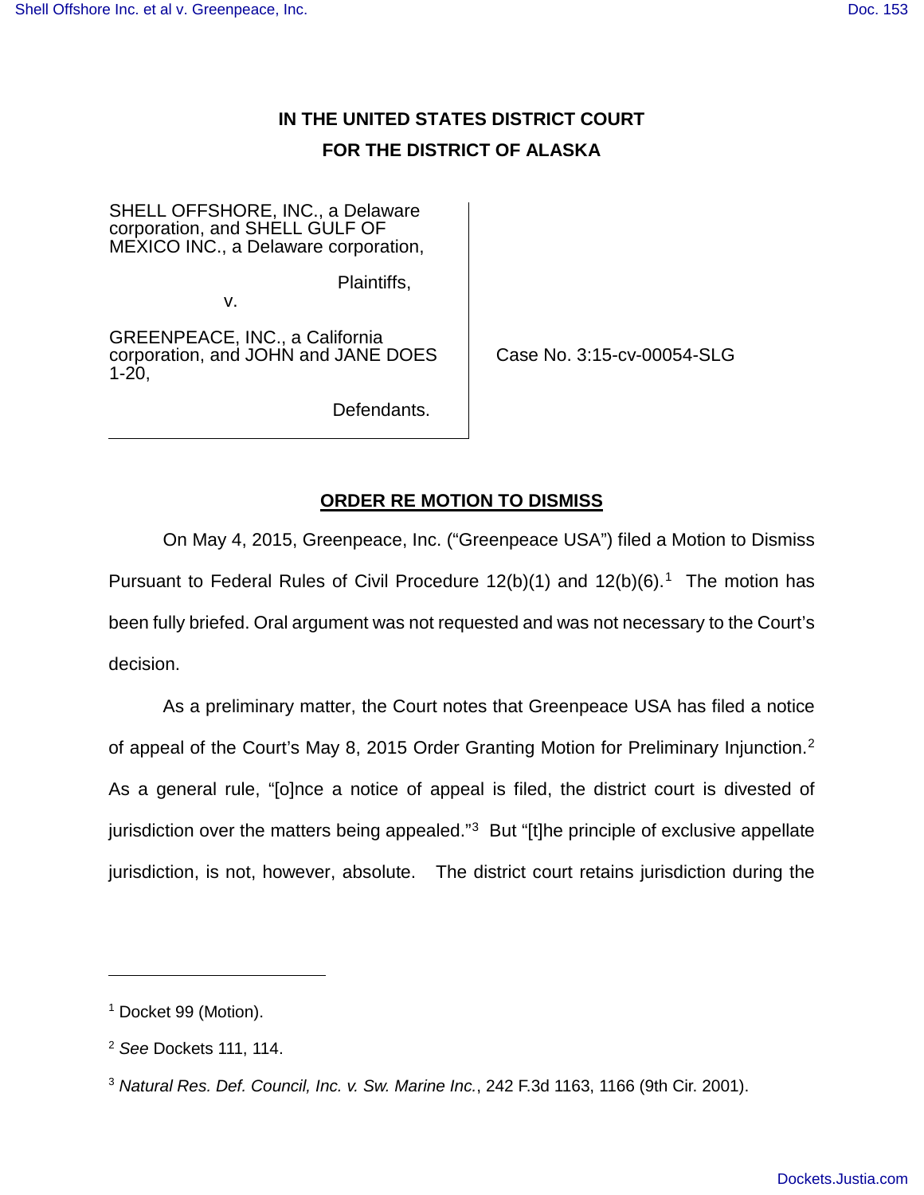**IN THE UNITED STATES DISTRICT COURT**

**FOR THE DISTRICT OF ALASKA**

SHELL OFFSHORE, INC., a Delaware corporation, and SHELL GULF OF MEXICO INC., a Delaware corporation,

Plaintiffs,

v.

GREENPEACE, INC., a California corporation, and JOHN and JANE DOES 1-20,

Defendants.

Case No. 3:15-cv-00054-SLG

**ORDER RE MOTION TO DISMISS**

On May 4, 2015, Greenpeace, Inc. ("Greenpeace USA") filed a Motion to Dismiss Pursuant to Federal Rules of Civil Procedure 12(b)(1) and 12(b)(6).[1] The motion has been fully briefed. Oral argument was not requested and was not necessary to the Court's decision.

As a preliminary matter, the Court notes that Greenpeace USA has filed a notice of appeal of the Court's May 8, 2015 Order Granting Motion for Preliminary Injunction.[2] As a general rule, "[o]nce a notice of appeal is filed, the district court is divested of jurisdiction over the matters being appealed."[3] But "[t]he principle of exclusive appellate jurisdiction, is not, however, absolute. The district court retains jurisdiction during the

---

[1] Docket 99 (Motion).

[2] *See* Dockets 111, 114.

[3] *Natural Res. Def. Council, Inc. v. Sw. Marine Inc.*, 242 F.3d 1163, 1166 (9th Cir. 2001).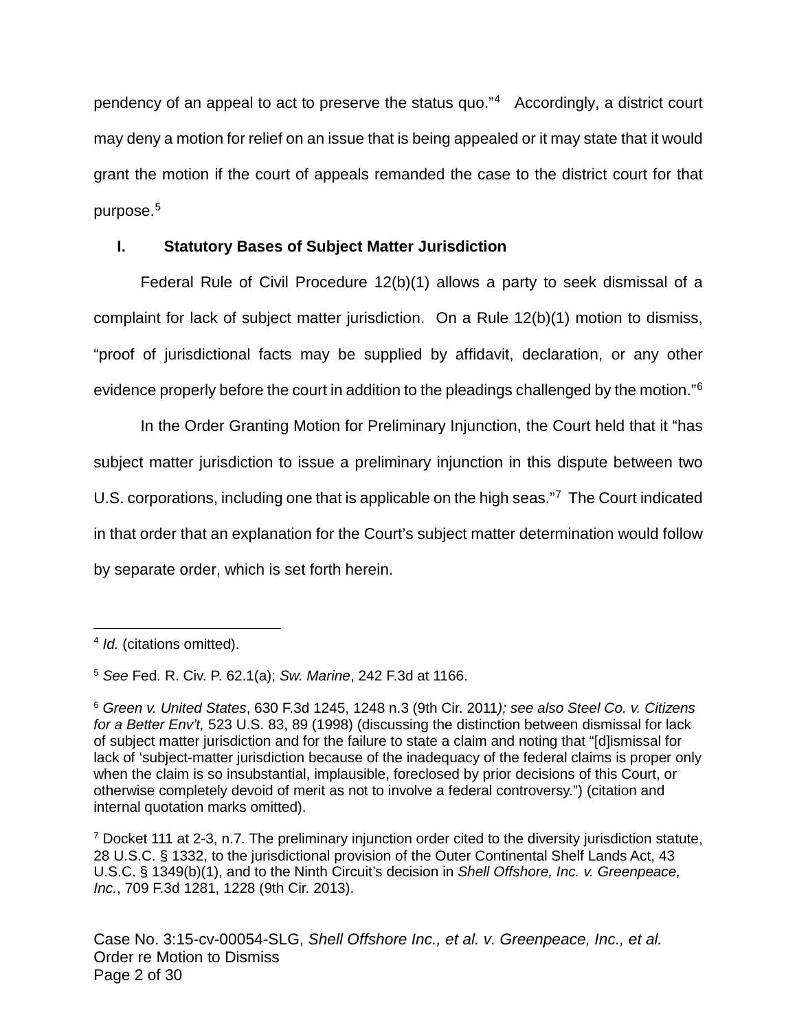pendency of an appeal to act to preserve the status quo."[4] Accordingly, a district court may deny a motion for relief on an issue that is being appealed or it may state that it would grant the motion if the court of appeals remanded the case to the district court for that purpose.[5]

## I. Statutory Bases of Subject Matter Jurisdiction

Federal Rule of Civil Procedure 12(b)(1) allows a party to seek dismissal of a complaint for lack of subject matter jurisdiction. On a Rule 12(b)(1) motion to dismiss, "proof of jurisdictional facts may be supplied by affidavit, declaration, or any other evidence properly before the court in addition to the pleadings challenged by the motion."[6]

In the Order Granting Motion for Preliminary Injunction, the Court held that it "has subject matter jurisdiction to issue a preliminary injunction in this dispute between two U.S. corporations, including one that is applicable on the high seas."[7] The Court indicated in that order that an explanation for the Court's subject matter determination would follow by separate order, which is set forth herein.

---

[4] *Id.* (citations omitted).

[5] *See* Fed. R. Civ. P. 62.1(a); *Sw. Marine*, 242 F.3d at 1166.

[6] *Green v. United States*, 630 F.3d 1245, 1248 n.3 (9th Cir. 2011*); see also Steel Co. v. Citizens for a Better Env't,* 523 U.S. 83, 89 (1998) (discussing the distinction between dismissal for lack of subject matter jurisdiction and for the failure to state a claim and noting that "[d]ismissal for lack of 'subject-matter jurisdiction because of the inadequacy of the federal claims is proper only when the claim is so insubstantial, implausible, foreclosed by prior decisions of this Court, or otherwise completely devoid of merit as not to involve a federal controversy.") (citation and internal quotation marks omitted).

[7] Docket 111 at 2-3, n.7. The preliminary injunction order cited to the diversity jurisdiction statute, 28 U.S.C. § 1332, to the jurisdictional provision of the Outer Continental Shelf Lands Act, 43 U.S.C. § 1349(b)(1), and to the Ninth Circuit's decision in *Shell Offshore, Inc. v. Greenpeace, Inc.*, 709 F.3d 1281, 1228 (9th Cir. 2013).

Case No. 3:15-cv-00054-SLG, *Shell Offshore Inc., et al. v. Greenpeace, Inc., et al.*
Order re Motion to Dismiss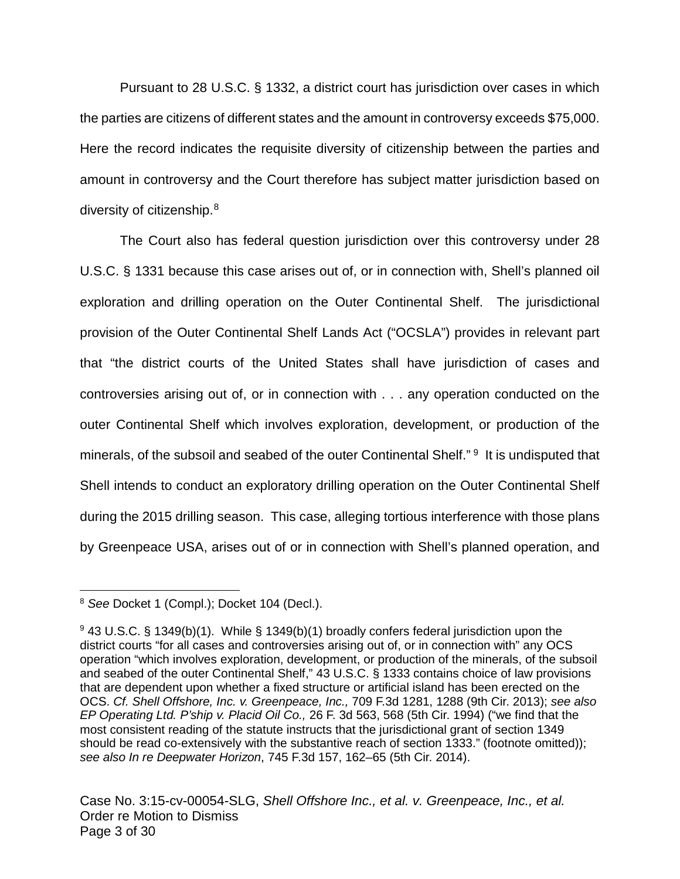Pursuant to 28 U.S.C. § 1332, a district court has jurisdiction over cases in which the parties are citizens of different states and the amount in controversy exceeds $75,000. Here the record indicates the requisite diversity of citizenship between the parties and amount in controversy and the Court therefore has subject matter jurisdiction based on diversity of citizenship.[8]

The Court also has federal question jurisdiction over this controversy under 28 U.S.C. § 1331 because this case arises out of, or in connection with, Shell's planned oil exploration and drilling operation on the Outer Continental Shelf. The jurisdictional provision of the Outer Continental Shelf Lands Act ("OCSLA") provides in relevant part that "the district courts of the United States shall have jurisdiction of cases and controversies arising out of, or in connection with . . . any operation conducted on the outer Continental Shelf which involves exploration, development, or production of the minerals, of the subsoil and seabed of the outer Continental Shelf."[9] It is undisputed that Shell intends to conduct an exploratory drilling operation on the Outer Continental Shelf during the 2015 drilling season. This case, alleging tortious interference with those plans by Greenpeace USA, arises out of or in connection with Shell's planned operation, and

---

[8] *See* Docket 1 (Compl.); Docket 104 (Decl.).

[9] 43 U.S.C. § 1349(b)(1). While § 1349(b)(1) broadly confers federal jurisdiction upon the district courts "for all cases and controversies arising out of, or in connection with" any OCS operation "which involves exploration, development, or production of the minerals, of the subsoil and seabed of the outer Continental Shelf," 43 U.S.C. § 1333 contains choice of law provisions that are dependent upon whether a fixed structure or artificial island has been erected on the OCS. *Cf. Shell Offshore, Inc. v. Greenpeace, Inc.,* 709 F.3d 1281, 1288 (9th Cir. 2013); *see also EP Operating Ltd. P'ship v. Placid Oil Co.,* 26 F. 3d 563, 568 (5th Cir. 1994) ("we find that the most consistent reading of the statute instructs that the jurisdictional grant of section 1349 should be read co-extensively with the substantive reach of section 1333." (footnote omitted)); *see also In re Deepwater Horizon*, 745 F.3d 157, 162–65 (5th Cir. 2014).

Case No. 3:15-cv-00054-SLG, *Shell Offshore Inc., et al. v. Greenpeace, Inc., et al.*
Order re Motion to Dismiss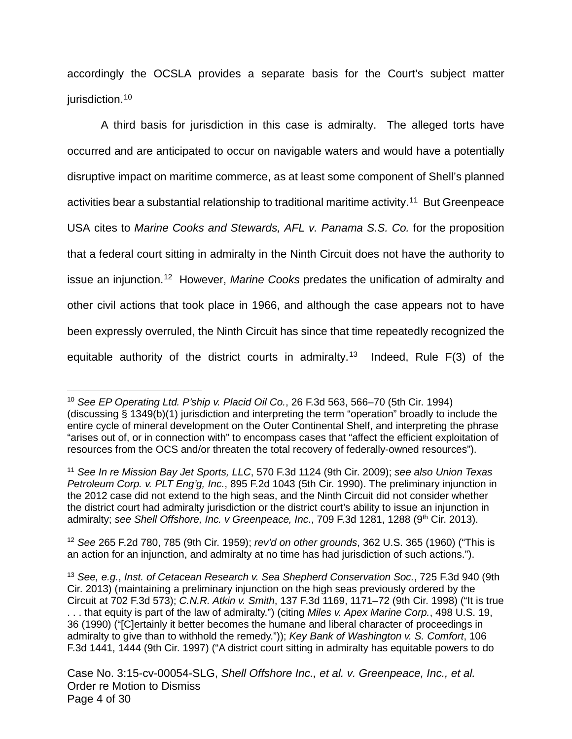accordingly the OCSLA provides a separate basis for the Court's subject matter jurisdiction.[10]

A third basis for jurisdiction in this case is admiralty. The alleged torts have occurred and are anticipated to occur on navigable waters and would have a potentially disruptive impact on maritime commerce, as at least some component of Shell's planned activities bear a substantial relationship to traditional maritime activity.[11] But Greenpeace USA cites to *Marine Cooks and Stewards, AFL v. Panama S.S. Co.* for the proposition that a federal court sitting in admiralty in the Ninth Circuit does not have the authority to issue an injunction.[12] However, *Marine Cooks* predates the unification of admiralty and other civil actions that took place in 1966, and although the case appears not to have been expressly overruled, the Ninth Circuit has since that time repeatedly recognized the equitable authority of the district courts in admiralty.[13] Indeed, Rule F(3) of the

---

[10] *See EP Operating Ltd. P'ship v. Placid Oil Co.*, 26 F.3d 563, 566–70 (5th Cir. 1994) (discussing § 1349(b)(1) jurisdiction and interpreting the term "operation" broadly to include the entire cycle of mineral development on the Outer Continental Shelf, and interpreting the phrase "arises out of, or in connection with" to encompass cases that "affect the efficient exploitation of resources from the OCS and/or threaten the total recovery of federally-owned resources").

[11] *See In re Mission Bay Jet Sports, LLC*, 570 F.3d 1124 (9th Cir. 2009); *see also Union Texas Petroleum Corp. v. PLT Eng'g, Inc.*, 895 F.2d 1043 (5th Cir. 1990). The preliminary injunction in the 2012 case did not extend to the high seas, and the Ninth Circuit did not consider whether the district court had admiralty jurisdiction or the district court's ability to issue an injunction in admiralty; *see Shell Offshore, Inc. v Greenpeace, Inc*., 709 F.3d 1281, 1288 (9th Cir. 2013).

[12] *See* 265 F.2d 780, 785 (9th Cir. 1959); *rev'd on other grounds*, 362 U.S. 365 (1960) ("This is an action for an injunction, and admiralty at no time has had jurisdiction of such actions.").

[13] *See, e.g.*, *Inst. of Cetacean Research v. Sea Shepherd Conservation Soc.*, 725 F.3d 940 (9th Cir. 2013) (maintaining a preliminary injunction on the high seas previously ordered by the Circuit at 702 F.3d 573); *C.N.R. Atkin v. Smith*, 137 F.3d 1169, 1171–72 (9th Cir. 1998) ("It is true . . . that equity is part of the law of admiralty.") (citing *Miles v. Apex Marine Corp.*, 498 U.S. 19, 36 (1990) ("[C]ertainly it better becomes the humane and liberal character of proceedings in admiralty to give than to withhold the remedy.")); *Key Bank of Washington v. S. Comfort*, 106 F.3d 1441, 1444 (9th Cir. 1997) ("A district court sitting in admiralty has equitable powers to do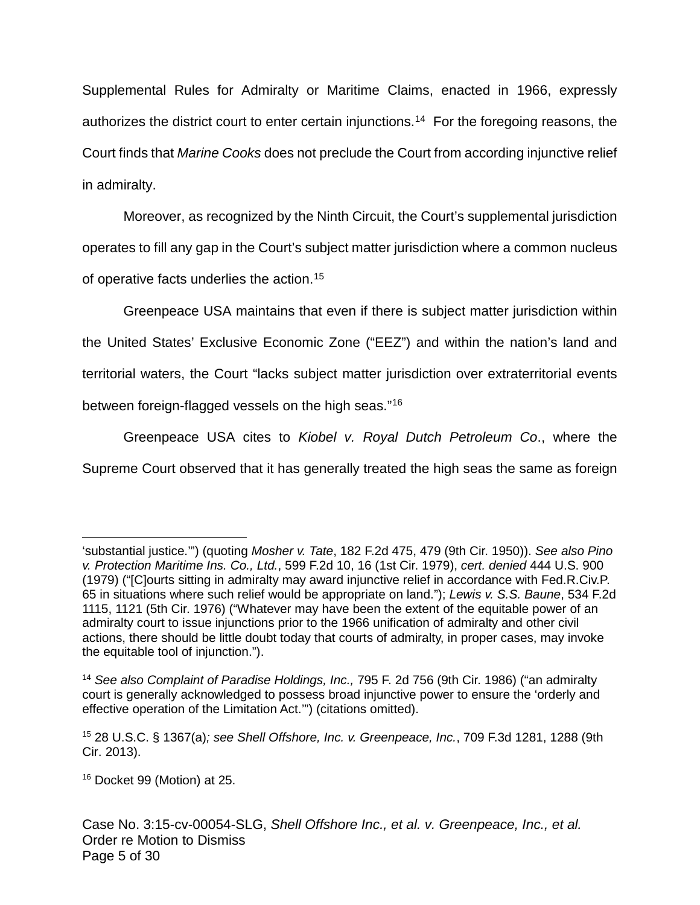Supplemental Rules for Admiralty or Maritime Claims, enacted in 1966, expressly authorizes the district court to enter certain injunctions.[14] For the foregoing reasons, the Court finds that *Marine Cooks* does not preclude the Court from according injunctive relief in admiralty.

Moreover, as recognized by the Ninth Circuit, the Court's supplemental jurisdiction operates to fill any gap in the Court's subject matter jurisdiction where a common nucleus of operative facts underlies the action.[15]

Greenpeace USA maintains that even if there is subject matter jurisdiction within the United States' Exclusive Economic Zone ("EEZ") and within the nation's land and territorial waters, the Court "lacks subject matter jurisdiction over extraterritorial events between foreign-flagged vessels on the high seas."[16]

Greenpeace USA cites to *Kiobel v. Royal Dutch Petroleum Co*., where the Supreme Court observed that it has generally treated the high seas the same as foreign

---

'substantial justice.'") (quoting *Mosher v. Tate*, 182 F.2d 475, 479 (9th Cir. 1950)). *See also Pino v. Protection Maritime Ins. Co., Ltd.*, 599 F.2d 10, 16 (1st Cir. 1979), *cert. denied* 444 U.S. 900 (1979) ("[C]ourts sitting in admiralty may award injunctive relief in accordance with Fed.R.Civ.P. 65 in situations where such relief would be appropriate on land."); *Lewis v. S.S. Baune*, 534 F.2d 1115, 1121 (5th Cir. 1976) ("Whatever may have been the extent of the equitable power of an admiralty court to issue injunctions prior to the 1966 unification of admiralty and other civil actions, there should be little doubt today that courts of admiralty, in proper cases, may invoke the equitable tool of injunction.").

[14] *See also Complaint of Paradise Holdings, Inc.,* 795 F. 2d 756 (9th Cir. 1986) ("an admiralty court is generally acknowledged to possess broad injunctive power to ensure the 'orderly and effective operation of the Limitation Act.'") (citations omitted).

[15] 28 U.S.C. § 1367(a)*; see Shell Offshore, Inc. v. Greenpeace, Inc.*, 709 F.3d 1281, 1288 (9th Cir. 2013).

[16] Docket 99 (Motion) at 25.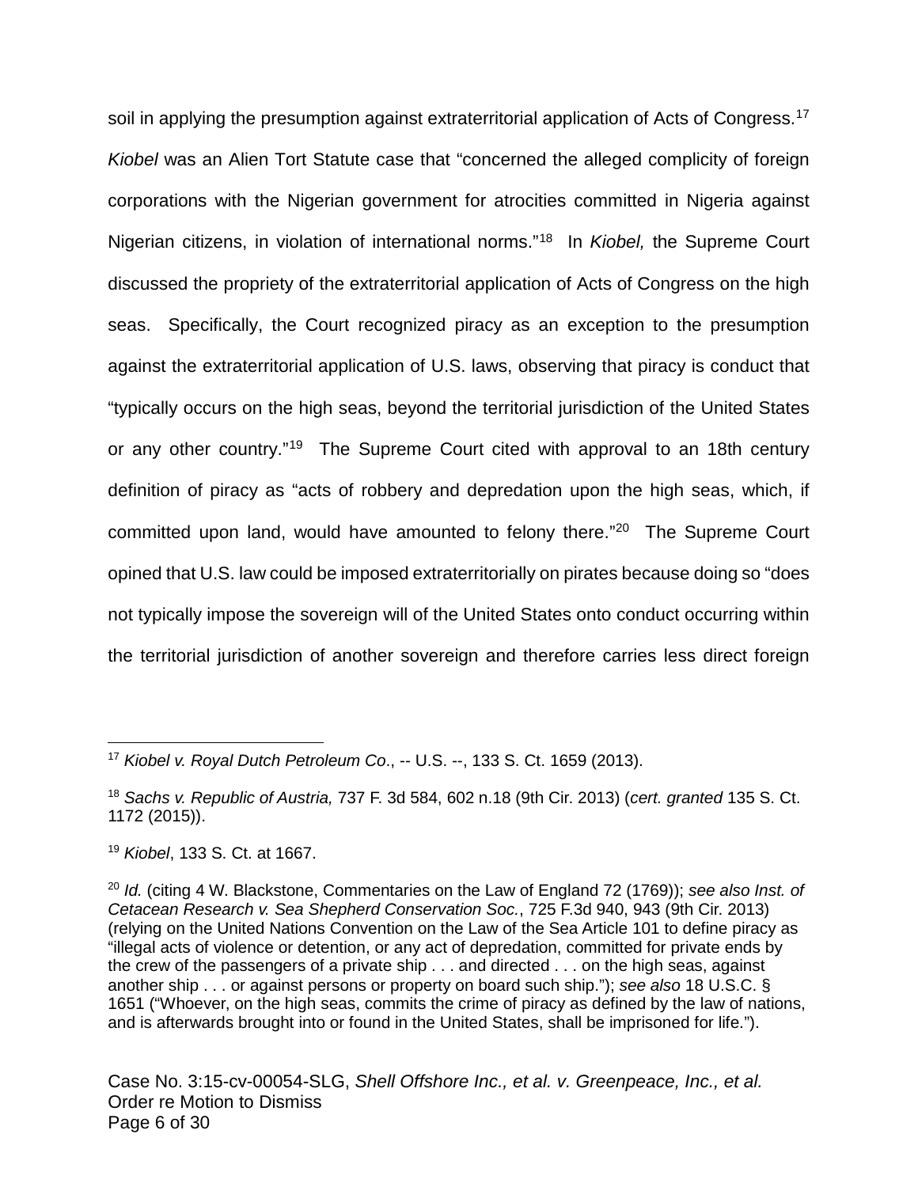soil in applying the presumption against extraterritorial application of Acts of Congress.[17] *Kiobel* was an Alien Tort Statute case that "concerned the alleged complicity of foreign corporations with the Nigerian government for atrocities committed in Nigeria against Nigerian citizens, in violation of international norms."[18] In *Kiobel,* the Supreme Court discussed the propriety of the extraterritorial application of Acts of Congress on the high seas. Specifically, the Court recognized piracy as an exception to the presumption against the extraterritorial application of U.S. laws, observing that piracy is conduct that "typically occurs on the high seas, beyond the territorial jurisdiction of the United States or any other country."[19] The Supreme Court cited with approval to an 18th century definition of piracy as "acts of robbery and depredation upon the high seas, which, if committed upon land, would have amounted to felony there."[20] The Supreme Court opined that U.S. law could be imposed extraterritorially on pirates because doing so "does not typically impose the sovereign will of the United States onto conduct occurring within the territorial jurisdiction of another sovereign and therefore carries less direct foreign

---

[17] *Kiobel v. Royal Dutch Petroleum Co*., -- U.S. --, 133 S. Ct. 1659 (2013).

[18] *Sachs v. Republic of Austria,* 737 F. 3d 584, 602 n.18 (9th Cir. 2013) (*cert. granted* 135 S. Ct. 1172 (2015)).

[19] *Kiobel*, 133 S. Ct. at 1667.

[20] *Id.* (citing 4 W. Blackstone, Commentaries on the Law of England 72 (1769)); *see also Inst. of Cetacean Research v. Sea Shepherd Conservation Soc.*, 725 F.3d 940, 943 (9th Cir. 2013) (relying on the United Nations Convention on the Law of the Sea Article 101 to define piracy as "illegal acts of violence or detention, or any act of depredation, committed for private ends by the crew of the passengers of a private ship . . . and directed . . . on the high seas, against another ship . . . or against persons or property on board such ship."); *see also* 18 U.S.C. § 1651 ("Whoever, on the high seas, commits the crime of piracy as defined by the law of nations, and is afterwards brought into or found in the United States, shall be imprisoned for life.").

Case No. 3:15-cv-00054-SLG, *Shell Offshore Inc., et al. v. Greenpeace, Inc., et al.*
Order re Motion to Dismiss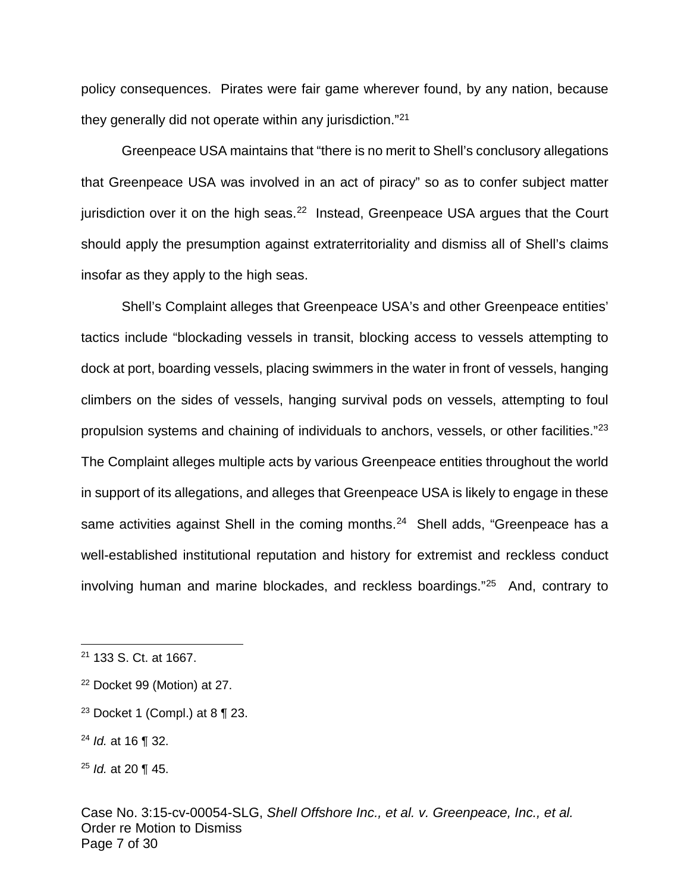policy consequences. Pirates were fair game wherever found, by any nation, because they generally did not operate within any jurisdiction."[21]

Greenpeace USA maintains that "there is no merit to Shell's conclusory allegations that Greenpeace USA was involved in an act of piracy" so as to confer subject matter jurisdiction over it on the high seas.[22] Instead, Greenpeace USA argues that the Court should apply the presumption against extraterritoriality and dismiss all of Shell's claims insofar as they apply to the high seas.

Shell's Complaint alleges that Greenpeace USA's and other Greenpeace entities' tactics include "blockading vessels in transit, blocking access to vessels attempting to dock at port, boarding vessels, placing swimmers in the water in front of vessels, hanging climbers on the sides of vessels, hanging survival pods on vessels, attempting to foul propulsion systems and chaining of individuals to anchors, vessels, or other facilities."[23] The Complaint alleges multiple acts by various Greenpeace entities throughout the world in support of its allegations, and alleges that Greenpeace USA is likely to engage in these same activities against Shell in the coming months.[24] Shell adds, "Greenpeace has a well-established institutional reputation and history for extremist and reckless conduct involving human and marine blockades, and reckless boardings."[25] And, contrary to

---

[21] 133 S. Ct. at 1667.

[22] Docket 99 (Motion) at 27.

[23] Docket 1 (Compl.) at 8 ¶ 23.

[24] *Id.* at 16 ¶ 32.

[25] *Id.* at 20 ¶ 45.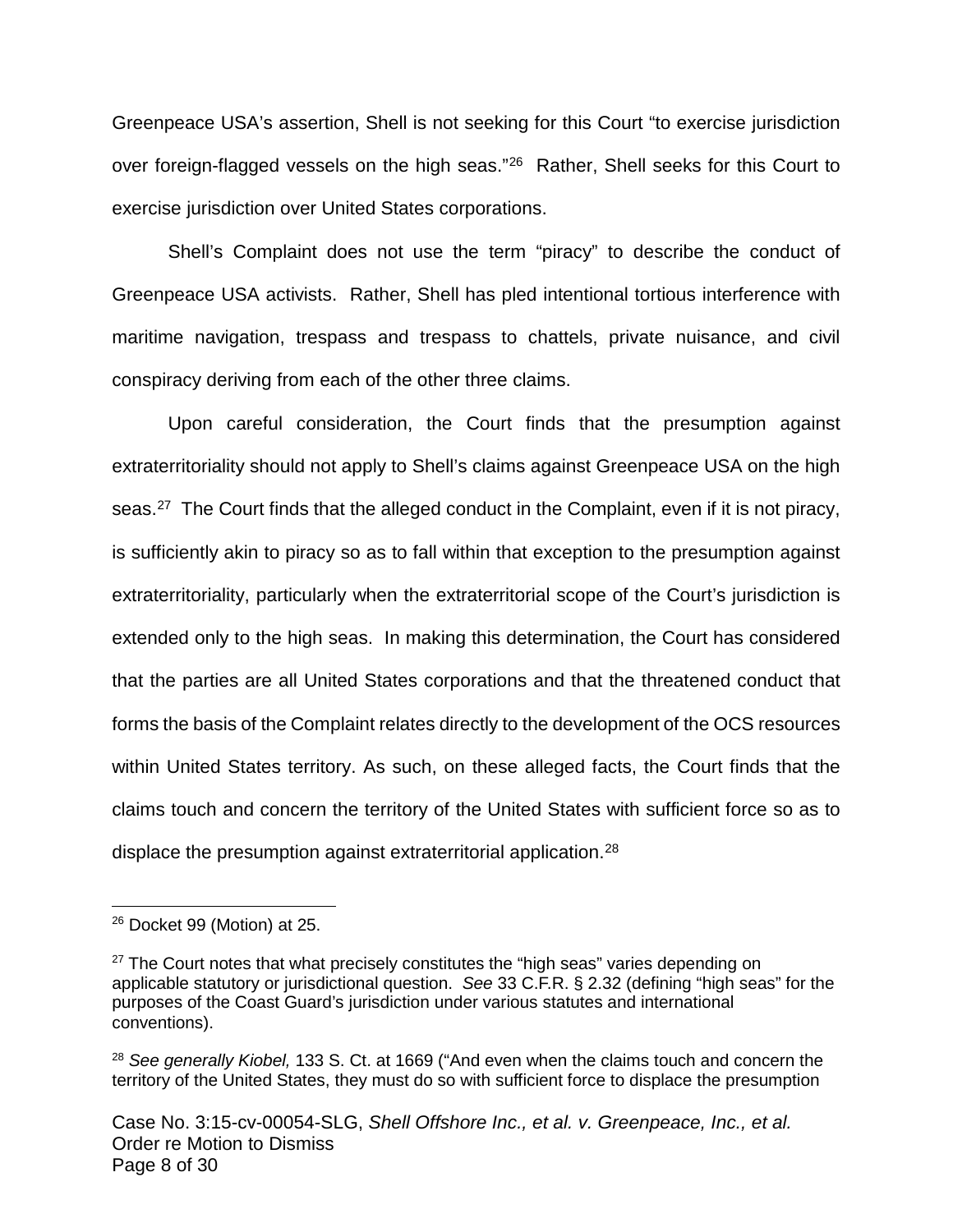Greenpeace USA's assertion, Shell is not seeking for this Court "to exercise jurisdiction over foreign-flagged vessels on the high seas."[26] Rather, Shell seeks for this Court to exercise jurisdiction over United States corporations.

Shell's Complaint does not use the term "piracy" to describe the conduct of Greenpeace USA activists. Rather, Shell has pled intentional tortious interference with maritime navigation, trespass and trespass to chattels, private nuisance, and civil conspiracy deriving from each of the other three claims.

Upon careful consideration, the Court finds that the presumption against extraterritoriality should not apply to Shell's claims against Greenpeace USA on the high seas.[27] The Court finds that the alleged conduct in the Complaint, even if it is not piracy, is sufficiently akin to piracy so as to fall within that exception to the presumption against extraterritoriality, particularly when the extraterritorial scope of the Court's jurisdiction is extended only to the high seas. In making this determination, the Court has considered that the parties are all United States corporations and that the threatened conduct that forms the basis of the Complaint relates directly to the development of the OCS resources within United States territory. As such, on these alleged facts, the Court finds that the claims touch and concern the territory of the United States with sufficient force so as to displace the presumption against extraterritorial application.[28]

---

[26] Docket 99 (Motion) at 25.

[27] The Court notes that what precisely constitutes the "high seas" varies depending on applicable statutory or jurisdictional question. *See* 33 C.F.R. § 2.32 (defining "high seas" for the purposes of the Coast Guard's jurisdiction under various statutes and international conventions).

[28] *See generally Kiobel,* 133 S. Ct. at 1669 ("And even when the claims touch and concern the territory of the United States, they must do so with sufficient force to displace the presumption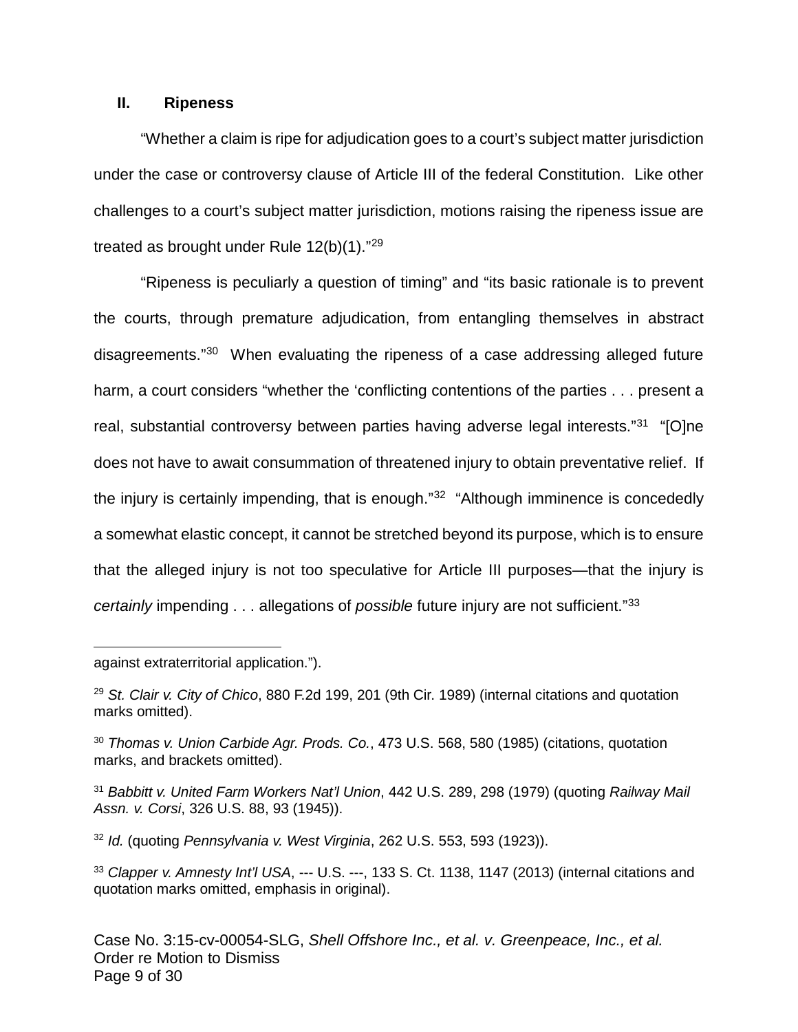## II. Ripeness

"Whether a claim is ripe for adjudication goes to a court's subject matter jurisdiction under the case or controversy clause of Article III of the federal Constitution. Like other challenges to a court's subject matter jurisdiction, motions raising the ripeness issue are treated as brought under Rule 12(b)(1)."[29]

"Ripeness is peculiarly a question of timing" and "its basic rationale is to prevent the courts, through premature adjudication, from entangling themselves in abstract disagreements."[30] When evaluating the ripeness of a case addressing alleged future harm, a court considers "whether the 'conflicting contentions of the parties . . . present a real, substantial controversy between parties having adverse legal interests."[31] "[O]ne does not have to await consummation of threatened injury to obtain preventative relief. If the injury is certainly impending, that is enough."[32] "Although imminence is concededly a somewhat elastic concept, it cannot be stretched beyond its purpose, which is to ensure that the alleged injury is not too speculative for Article III purposes—that the injury is *certainly* impending . . . allegations of *possible* future injury are not sufficient."[33]

---

against extraterritorial application.").

[29] *St. Clair v. City of Chico*, 880 F.2d 199, 201 (9th Cir. 1989) (internal citations and quotation marks omitted).

[30] *Thomas v. Union Carbide Agr. Prods. Co.*, 473 U.S. 568, 580 (1985) (citations, quotation marks, and brackets omitted).

[31] *Babbitt v. United Farm Workers Nat'l Union*, 442 U.S. 289, 298 (1979) (quoting *Railway Mail Assn. v. Corsi*, 326 U.S. 88, 93 (1945)).

[32] *Id.* (quoting *Pennsylvania v. West Virginia*, 262 U.S. 553, 593 (1923)).

[33] *Clapper v. Amnesty Int'l USA*, --- U.S. ---, 133 S. Ct. 1138, 1147 (2013) (internal citations and quotation marks omitted, emphasis in original).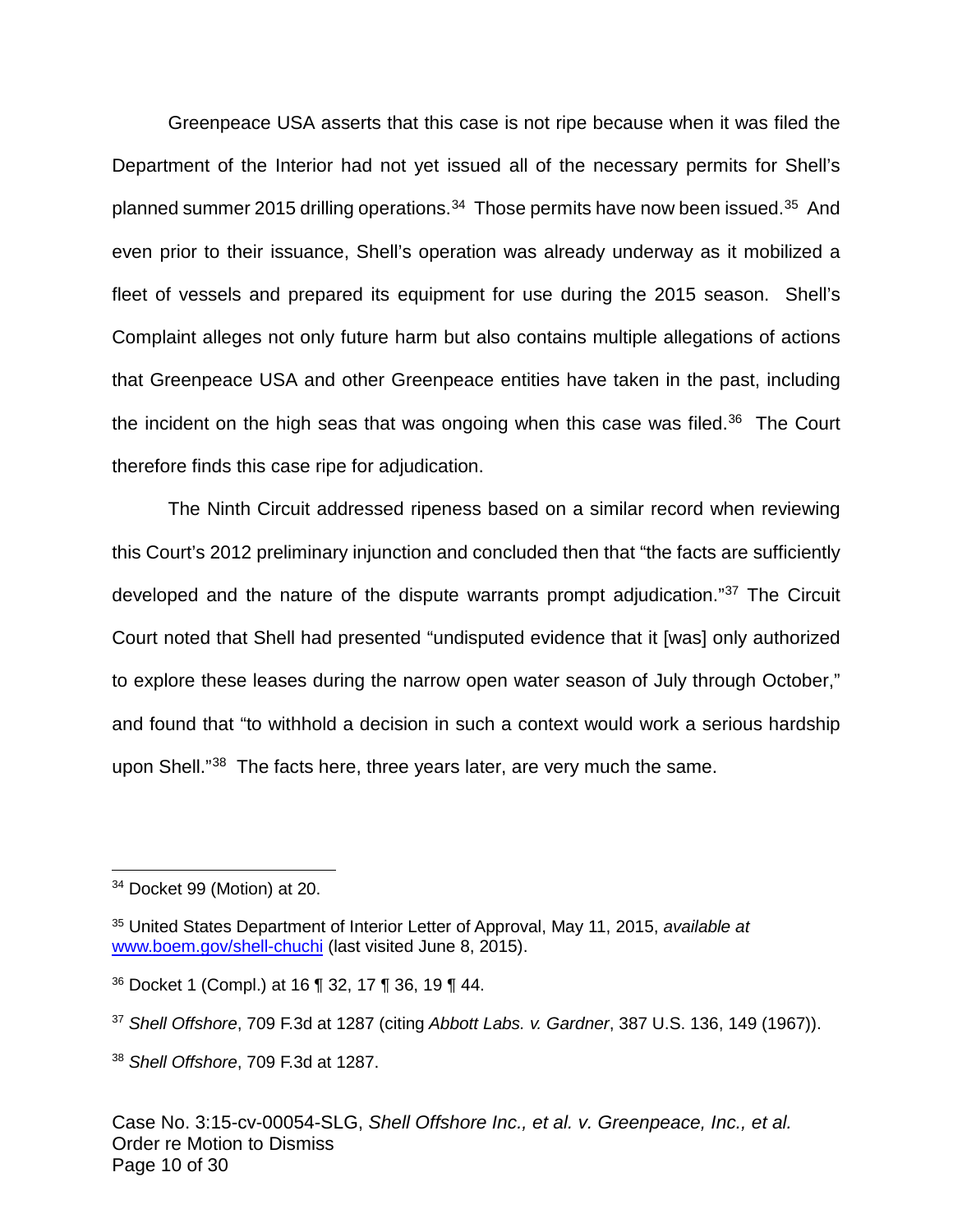Greenpeace USA asserts that this case is not ripe because when it was filed the Department of the Interior had not yet issued all of the necessary permits for Shell's planned summer 2015 drilling operations.[34] Those permits have now been issued.[35] And even prior to their issuance, Shell's operation was already underway as it mobilized a fleet of vessels and prepared its equipment for use during the 2015 season. Shell's Complaint alleges not only future harm but also contains multiple allegations of actions that Greenpeace USA and other Greenpeace entities have taken in the past, including the incident on the high seas that was ongoing when this case was filed.[36] The Court therefore finds this case ripe for adjudication.

The Ninth Circuit addressed ripeness based on a similar record when reviewing this Court's 2012 preliminary injunction and concluded then that "the facts are sufficiently developed and the nature of the dispute warrants prompt adjudication."[37] The Circuit Court noted that Shell had presented "undisputed evidence that it [was] only authorized to explore these leases during the narrow open water season of July through October," and found that "to withhold a decision in such a context would work a serious hardship upon Shell."[38] The facts here, three years later, are very much the same.

---

[34] Docket 99 (Motion) at 20.

[35] United States Department of Interior Letter of Approval, May 11, 2015, *available at* www.boem.gov/shell-chuchi (last visited June 8, 2015).

[36] Docket 1 (Compl.) at 16 ¶ 32, 17 ¶ 36, 19 ¶ 44.

[37] *Shell Offshore*, 709 F.3d at 1287 (citing *Abbott Labs. v. Gardner*, 387 U.S. 136, 149 (1967)).

[38] *Shell Offshore*, 709 F.3d at 1287.

Case No. 3:15-cv-00054-SLG, *Shell Offshore Inc., et al. v. Greenpeace, Inc., et al.*
Order re Motion to Dismiss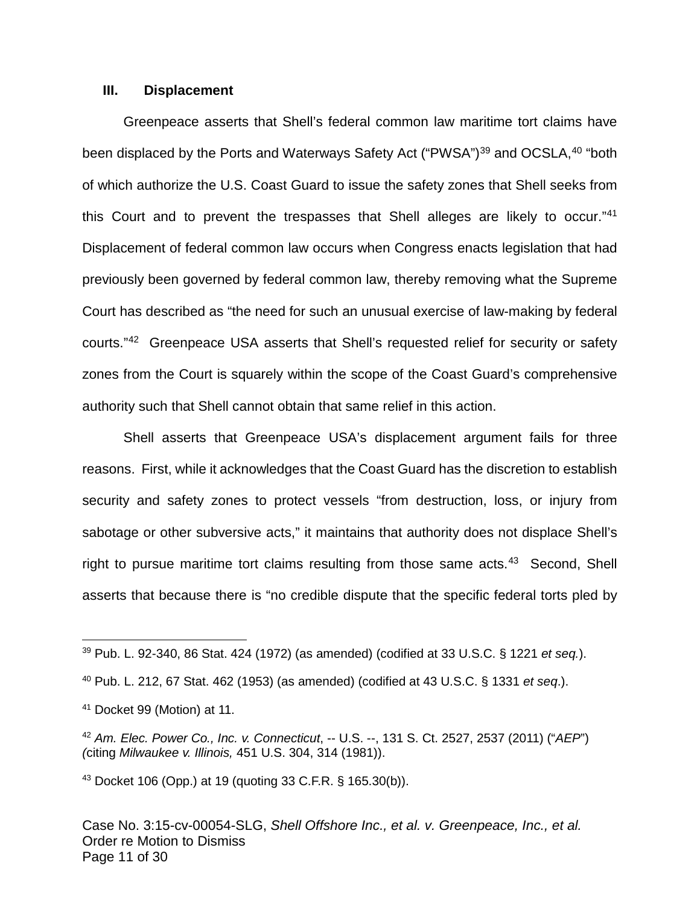### III. Displacement

Greenpeace asserts that Shell's federal common law maritime tort claims have been displaced by the Ports and Waterways Safety Act ("PWSA")[39] and OCSLA,[40] "both of which authorize the U.S. Coast Guard to issue the safety zones that Shell seeks from this Court and to prevent the trespasses that Shell alleges are likely to occur."[41] Displacement of federal common law occurs when Congress enacts legislation that had previously been governed by federal common law, thereby removing what the Supreme Court has described as "the need for such an unusual exercise of law-making by federal courts."[42] Greenpeace USA asserts that Shell's requested relief for security or safety zones from the Court is squarely within the scope of the Coast Guard's comprehensive authority such that Shell cannot obtain that same relief in this action.

Shell asserts that Greenpeace USA's displacement argument fails for three reasons. First, while it acknowledges that the Coast Guard has the discretion to establish security and safety zones to protect vessels "from destruction, loss, or injury from sabotage or other subversive acts," it maintains that authority does not displace Shell's right to pursue maritime tort claims resulting from those same acts.[43] Second, Shell asserts that because there is "no credible dispute that the specific federal torts pled by

---

[39] Pub. L. 92-340, 86 Stat. 424 (1972) (as amended) (codified at 33 U.S.C. § 1221 *et seq.*).

[40] Pub. L. 212, 67 Stat. 462 (1953) (as amended) (codified at 43 U.S.C. § 1331 *et seq*.).

[41] Docket 99 (Motion) at 11.

[42] *Am. Elec. Power Co., Inc. v. Connecticut*, -- U.S. --, 131 S. Ct. 2527, 2537 (2011) ("*AEP*") (citing *Milwaukee v. Illinois,* 451 U.S. 304, 314 (1981)).

[43] Docket 106 (Opp.) at 19 (quoting 33 C.F.R. § 165.30(b)).

Case No. 3:15-cv-00054-SLG, *Shell Offshore Inc., et al. v. Greenpeace, Inc., et al.*
Order re Motion to Dismiss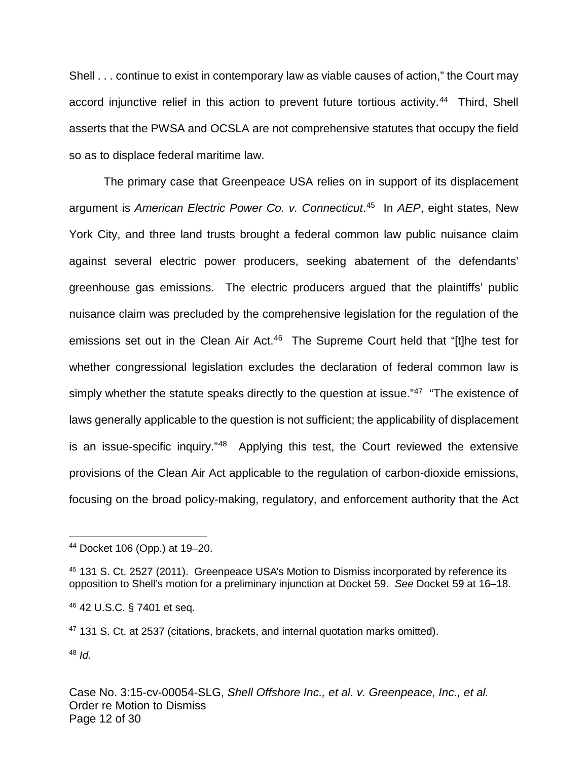Shell . . . continue to exist in contemporary law as viable causes of action," the Court may accord injunctive relief in this action to prevent future tortious activity.[44] Third, Shell asserts that the PWSA and OCSLA are not comprehensive statutes that occupy the field so as to displace federal maritime law.

The primary case that Greenpeace USA relies on in support of its displacement argument is *American Electric Power Co. v. Connecticut*.[45] In *AEP*, eight states, New York City, and three land trusts brought a federal common law public nuisance claim against several electric power producers, seeking abatement of the defendants' greenhouse gas emissions. The electric producers argued that the plaintiffs' public nuisance claim was precluded by the comprehensive legislation for the regulation of the emissions set out in the Clean Air Act.[46] The Supreme Court held that "[t]he test for whether congressional legislation excludes the declaration of federal common law is simply whether the statute speaks directly to the question at issue."[47] "The existence of laws generally applicable to the question is not sufficient; the applicability of displacement is an issue-specific inquiry."[48] Applying this test, the Court reviewed the extensive provisions of the Clean Air Act applicable to the regulation of carbon-dioxide emissions, focusing on the broad policy-making, regulatory, and enforcement authority that the Act

---

[44] Docket 106 (Opp.) at 19–20.

[45] 131 S. Ct. 2527 (2011). Greenpeace USA's Motion to Dismiss incorporated by reference its opposition to Shell's motion for a preliminary injunction at Docket 59. *See* Docket 59 at 16–18.

[46] 42 U.S.C. § 7401 et seq.

[47] 131 S. Ct. at 2537 (citations, brackets, and internal quotation marks omitted).

[48] *Id.*

Case No. 3:15-cv-00054-SLG, *Shell Offshore Inc., et al. v. Greenpeace, Inc., et al.*
Order re Motion to Dismiss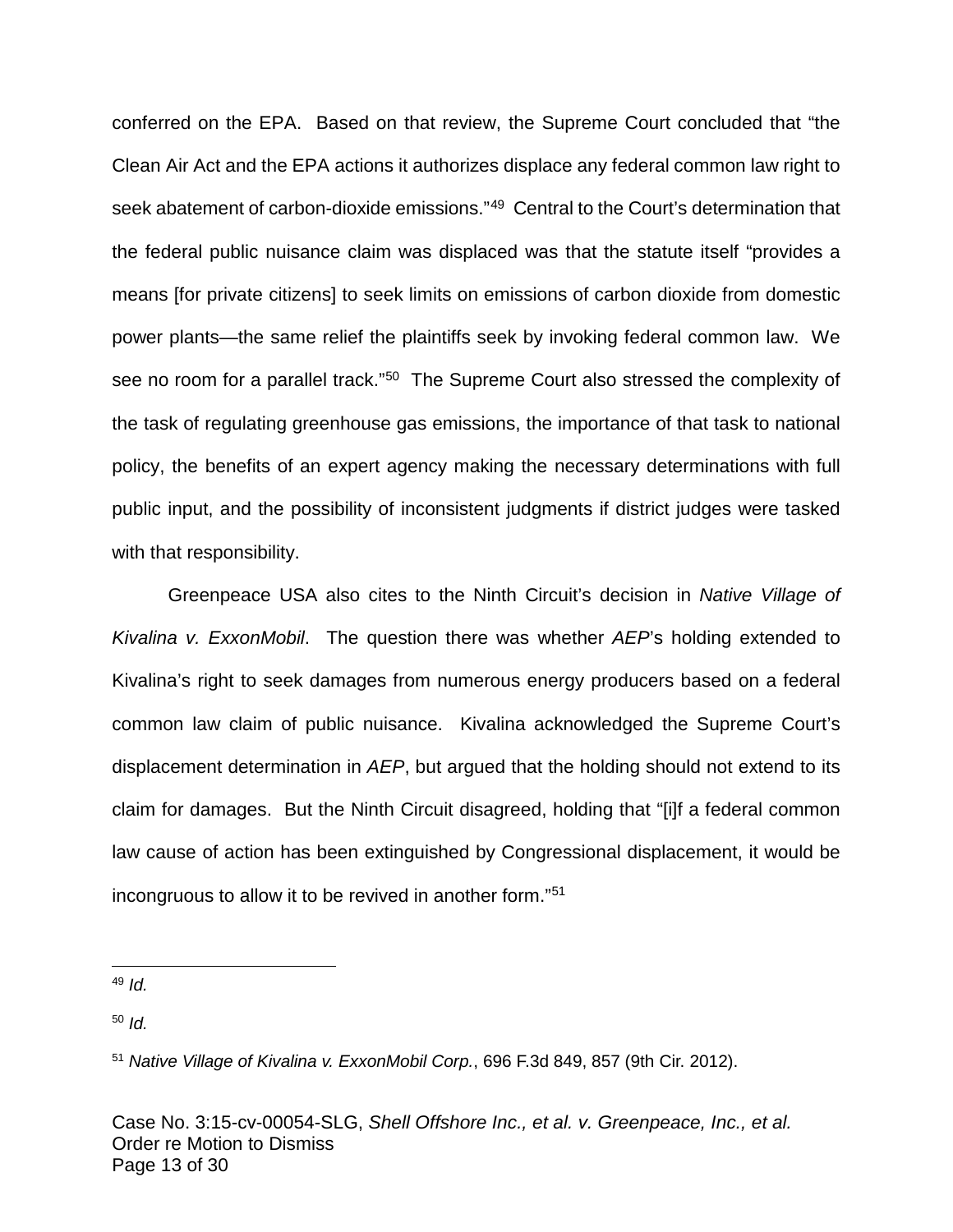conferred on the EPA. Based on that review, the Supreme Court concluded that "the Clean Air Act and the EPA actions it authorizes displace any federal common law right to seek abatement of carbon-dioxide emissions."[49] Central to the Court's determination that the federal public nuisance claim was displaced was that the statute itself "provides a means [for private citizens] to seek limits on emissions of carbon dioxide from domestic power plants—the same relief the plaintiffs seek by invoking federal common law. We see no room for a parallel track."[50] The Supreme Court also stressed the complexity of the task of regulating greenhouse gas emissions, the importance of that task to national policy, the benefits of an expert agency making the necessary determinations with full public input, and the possibility of inconsistent judgments if district judges were tasked with that responsibility.

Greenpeace USA also cites to the Ninth Circuit's decision in *Native Village of Kivalina v. ExxonMobil*. The question there was whether *AEP*'s holding extended to Kivalina's right to seek damages from numerous energy producers based on a federal common law claim of public nuisance. Kivalina acknowledged the Supreme Court's displacement determination in *AEP*, but argued that the holding should not extend to its claim for damages. But the Ninth Circuit disagreed, holding that "[i]f a federal common law cause of action has been extinguished by Congressional displacement, it would be incongruous to allow it to be revived in another form."[51]

---

[49] *Id.*

[50] *Id.*

[51] *Native Village of Kivalina v. ExxonMobil Corp.*, 696 F.3d 849, 857 (9th Cir. 2012).

Case No. 3:15-cv-00054-SLG, *Shell Offshore Inc., et al. v. Greenpeace, Inc., et al.*
Order re Motion to Dismiss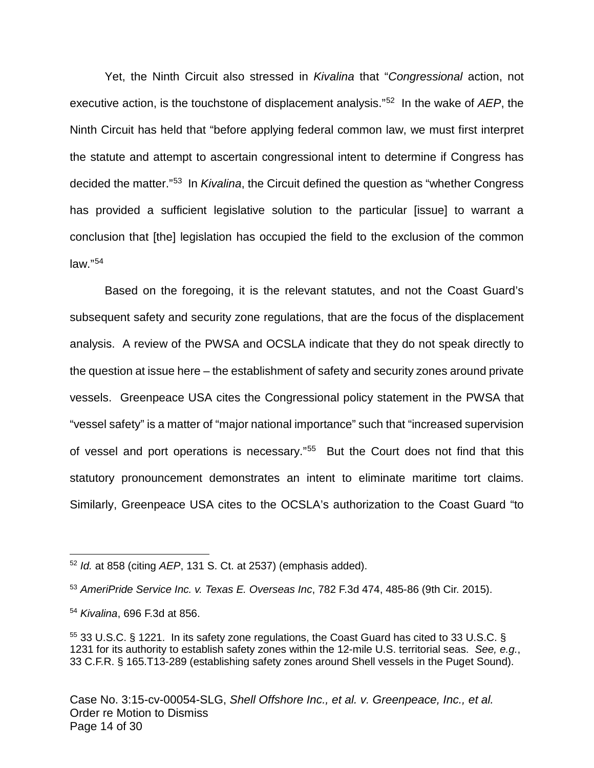Yet, the Ninth Circuit also stressed in *Kivalina* that "*Congressional* action, not executive action, is the touchstone of displacement analysis."[52] In the wake of *AEP*, the Ninth Circuit has held that "before applying federal common law, we must first interpret the statute and attempt to ascertain congressional intent to determine if Congress has decided the matter."[53] In *Kivalina*, the Circuit defined the question as "whether Congress has provided a sufficient legislative solution to the particular [issue] to warrant a conclusion that [the] legislation has occupied the field to the exclusion of the common law."[54]

Based on the foregoing, it is the relevant statutes, and not the Coast Guard's subsequent safety and security zone regulations, that are the focus of the displacement analysis. A review of the PWSA and OCSLA indicate that they do not speak directly to the question at issue here – the establishment of safety and security zones around private vessels. Greenpeace USA cites the Congressional policy statement in the PWSA that "vessel safety" is a matter of "major national importance" such that "increased supervision of vessel and port operations is necessary."[55] But the Court does not find that this statutory pronouncement demonstrates an intent to eliminate maritime tort claims. Similarly, Greenpeace USA cites to the OCSLA's authorization to the Coast Guard "to

---

[52] *Id.* at 858 (citing *AEP*, 131 S. Ct. at 2537) (emphasis added).

[53] *AmeriPride Service Inc. v. Texas E. Overseas Inc*, 782 F.3d 474, 485-86 (9th Cir. 2015).

[54] *Kivalina*, 696 F.3d at 856.

[55] 33 U.S.C. § 1221. In its safety zone regulations, the Coast Guard has cited to 33 U.S.C. § 1231 for its authority to establish safety zones within the 12-mile U.S. territorial seas. *See, e.g.*, 33 C.F.R. § 165.T13-289 (establishing safety zones around Shell vessels in the Puget Sound).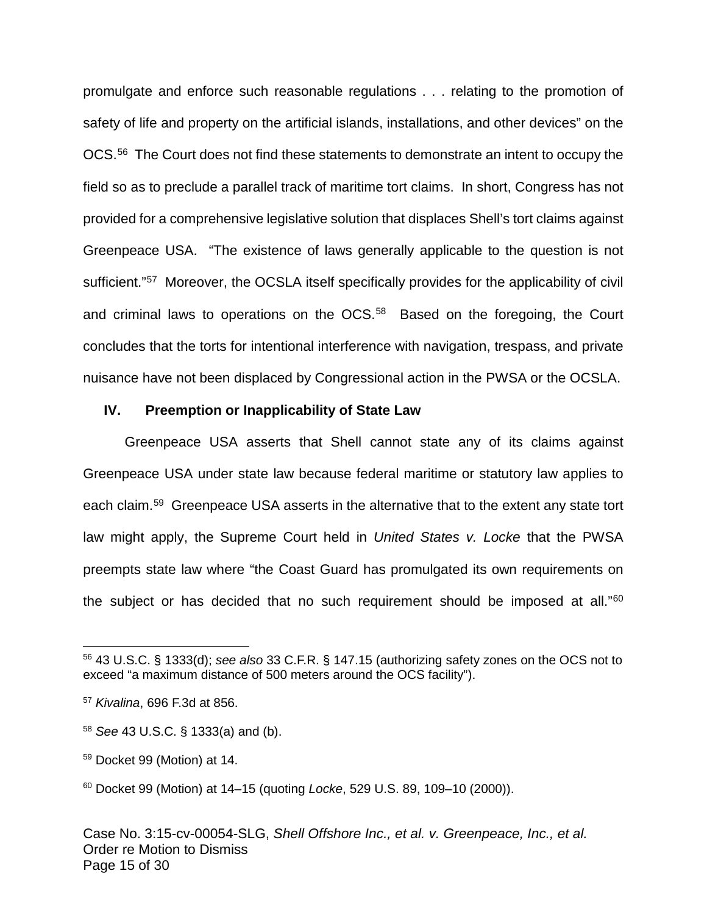promulgate and enforce such reasonable regulations . . . relating to the promotion of safety of life and property on the artificial islands, installations, and other devices" on the OCS.[56] The Court does not find these statements to demonstrate an intent to occupy the field so as to preclude a parallel track of maritime tort claims. In short, Congress has not provided for a comprehensive legislative solution that displaces Shell's tort claims against Greenpeace USA. "The existence of laws generally applicable to the question is not sufficient."[57] Moreover, the OCSLA itself specifically provides for the applicability of civil and criminal laws to operations on the OCS.[58] Based on the foregoing, the Court concludes that the torts for intentional interference with navigation, trespass, and private nuisance have not been displaced by Congressional action in the PWSA or the OCSLA.

## IV. Preemption or Inapplicability of State Law

Greenpeace USA asserts that Shell cannot state any of its claims against Greenpeace USA under state law because federal maritime or statutory law applies to each claim.[59] Greenpeace USA asserts in the alternative that to the extent any state tort law might apply, the Supreme Court held in *United States v. Locke* that the PWSA preempts state law where "the Coast Guard has promulgated its own requirements on the subject or has decided that no such requirement should be imposed at all."[60]

---

[56] 43 U.S.C. § 1333(d); *see also* 33 C.F.R. § 147.15 (authorizing safety zones on the OCS not to exceed "a maximum distance of 500 meters around the OCS facility").

[57] *Kivalina*, 696 F.3d at 856.

[58] *See* 43 U.S.C. § 1333(a) and (b).

[59] Docket 99 (Motion) at 14.

[60] Docket 99 (Motion) at 14–15 (quoting *Locke*, 529 U.S. 89, 109–10 (2000)).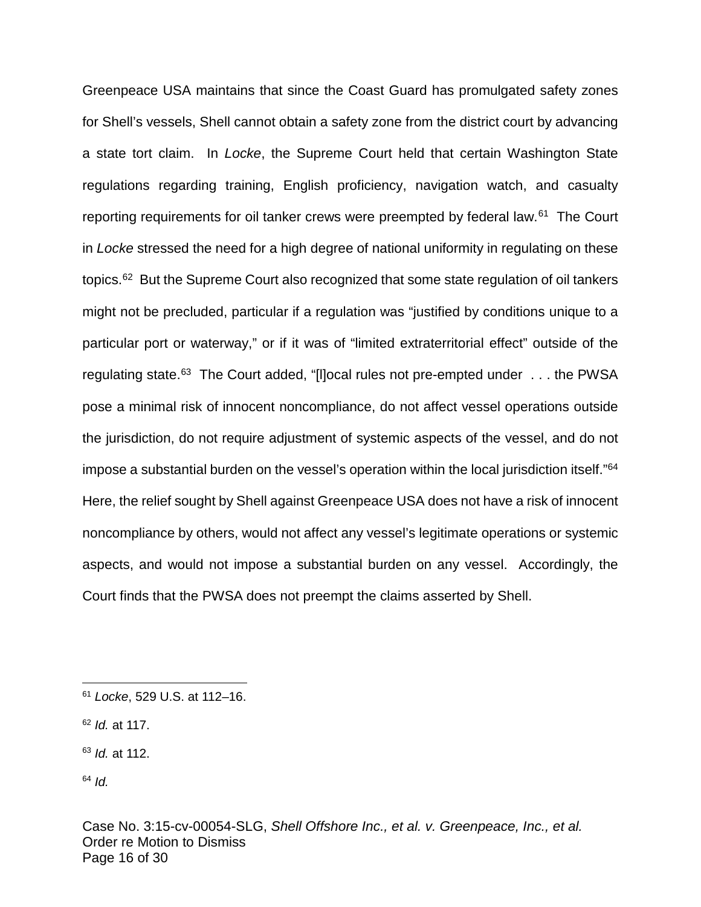Greenpeace USA maintains that since the Coast Guard has promulgated safety zones for Shell's vessels, Shell cannot obtain a safety zone from the district court by advancing a state tort claim. In *Locke*, the Supreme Court held that certain Washington State regulations regarding training, English proficiency, navigation watch, and casualty reporting requirements for oil tanker crews were preempted by federal law.[61] The Court in *Locke* stressed the need for a high degree of national uniformity in regulating on these topics.[62] But the Supreme Court also recognized that some state regulation of oil tankers might not be precluded, particular if a regulation was "justified by conditions unique to a particular port or waterway," or if it was of "limited extraterritorial effect" outside of the regulating state.[63] The Court added, "[l]ocal rules not pre-empted under . . . the PWSA pose a minimal risk of innocent noncompliance, do not affect vessel operations outside the jurisdiction, do not require adjustment of systemic aspects of the vessel, and do not impose a substantial burden on the vessel's operation within the local jurisdiction itself."[64] Here, the relief sought by Shell against Greenpeace USA does not have a risk of innocent noncompliance by others, would not affect any vessel's legitimate operations or systemic aspects, and would not impose a substantial burden on any vessel. Accordingly, the Court finds that the PWSA does not preempt the claims asserted by Shell.

---

[61] *Locke*, 529 U.S. at 112–16.

[62] *Id.* at 117.

[63] *Id.* at 112.

[64] *Id.*

Case No. 3:15-cv-00054-SLG, *Shell Offshore Inc., et al. v. Greenpeace, Inc., et al.*
Order re Motion to Dismiss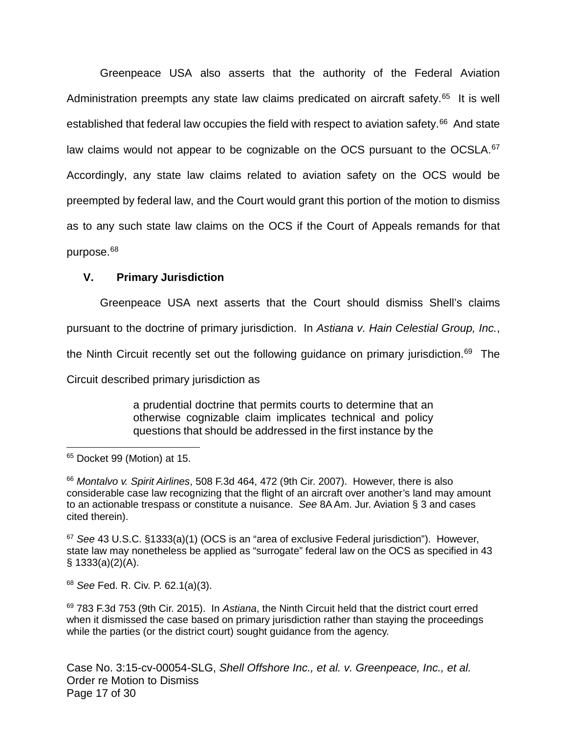Greenpeace USA also asserts that the authority of the Federal Aviation Administration preempts any state law claims predicated on aircraft safety.[65] It is well established that federal law occupies the field with respect to aviation safety.[66] And state law claims would not appear to be cognizable on the OCS pursuant to the OCSLA.[67] Accordingly, any state law claims related to aviation safety on the OCS would be preempted by federal law, and the Court would grant this portion of the motion to dismiss as to any such state law claims on the OCS if the Court of Appeals remands for that purpose.[68]

## V. Primary Jurisdiction

Greenpeace USA next asserts that the Court should dismiss Shell's claims pursuant to the doctrine of primary jurisdiction. In *Astiana v. Hain Celestial Group, Inc.*, the Ninth Circuit recently set out the following guidance on primary jurisdiction.[69] The Circuit described primary jurisdiction as

> a prudential doctrine that permits courts to determine that an otherwise cognizable claim implicates technical and policy questions that should be addressed in the first instance by the

---

[65] Docket 99 (Motion) at 15.

[66] *Montalvo v. Spirit Airlines*, 508 F.3d 464, 472 (9th Cir. 2007). However, there is also considerable case law recognizing that the flight of an aircraft over another's land may amount to an actionable trespass or constitute a nuisance. *See* 8A Am. Jur. Aviation § 3 and cases cited therein).

[67] *See* 43 U.S.C. §1333(a)(1) (OCS is an "area of exclusive Federal jurisdiction"). However, state law may nonetheless be applied as "surrogate" federal law on the OCS as specified in 43 § 1333(a)(2)(A).

[68] *See* Fed. R. Civ. P. 62.1(a)(3).

[69] 783 F.3d 753 (9th Cir. 2015). In *Astiana*, the Ninth Circuit held that the district court erred when it dismissed the case based on primary jurisdiction rather than staying the proceedings while the parties (or the district court) sought guidance from the agency.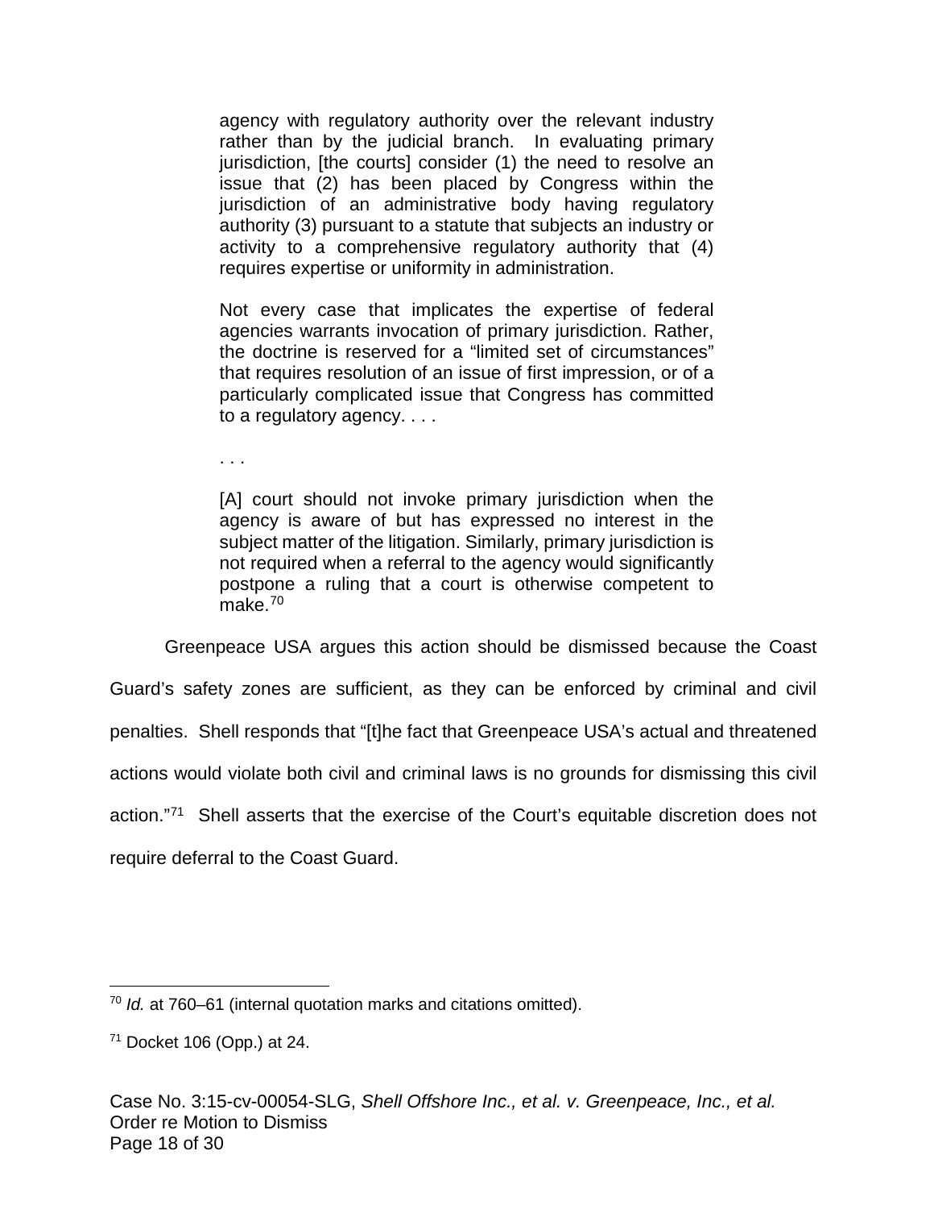> agency with regulatory authority over the relevant industry rather than by the judicial branch. In evaluating primary jurisdiction, [the courts] consider (1) the need to resolve an issue that (2) has been placed by Congress within the jurisdiction of an administrative body having regulatory authority (3) pursuant to a statute that subjects an industry or activity to a comprehensive regulatory authority that (4) requires expertise or uniformity in administration.
>
> Not every case that implicates the expertise of federal agencies warrants invocation of primary jurisdiction. Rather, the doctrine is reserved for a "limited set of circumstances" that requires resolution of an issue of first impression, or of a particularly complicated issue that Congress has committed to a regulatory agency. . . .
>
> . . .
>
> [A] court should not invoke primary jurisdiction when the agency is aware of but has expressed no interest in the subject matter of the litigation. Similarly, primary jurisdiction is not required when a referral to the agency would significantly postpone a ruling that a court is otherwise competent to make.[70]

Greenpeace USA argues this action should be dismissed because the Coast Guard's safety zones are sufficient, as they can be enforced by criminal and civil penalties. Shell responds that "[t]he fact that Greenpeace USA's actual and threatened actions would violate both civil and criminal laws is no grounds for dismissing this civil action."[71] Shell asserts that the exercise of the Court's equitable discretion does not require deferral to the Coast Guard.

---

[70] *Id.* at 760–61 (internal quotation marks and citations omitted).

[71] Docket 106 (Opp.) at 24.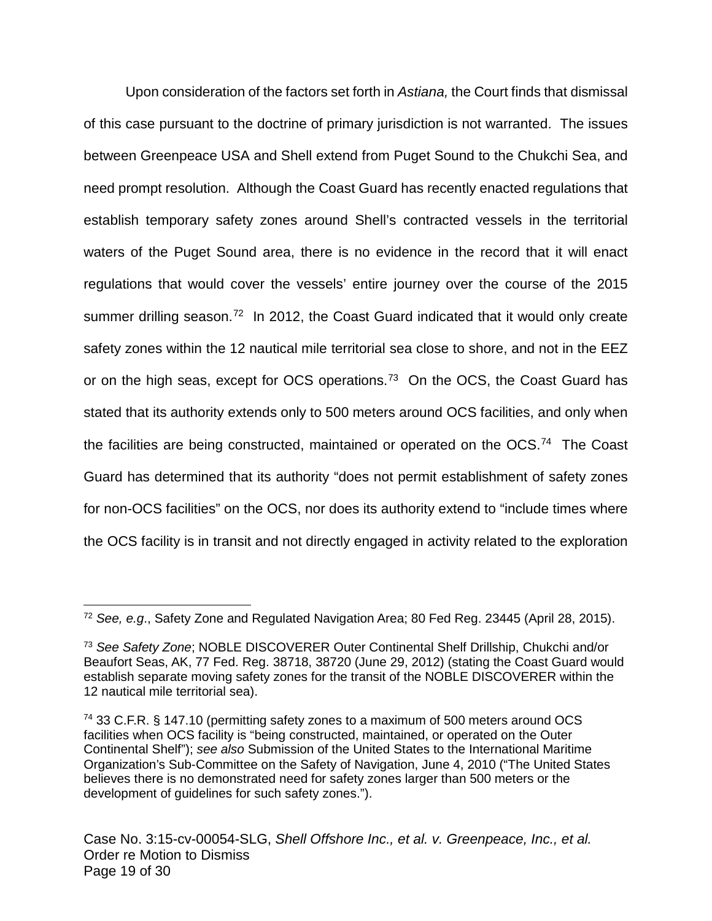Upon consideration of the factors set forth in *Astiana,* the Court finds that dismissal of this case pursuant to the doctrine of primary jurisdiction is not warranted. The issues between Greenpeace USA and Shell extend from Puget Sound to the Chukchi Sea, and need prompt resolution. Although the Coast Guard has recently enacted regulations that establish temporary safety zones around Shell's contracted vessels in the territorial waters of the Puget Sound area, there is no evidence in the record that it will enact regulations that would cover the vessels' entire journey over the course of the 2015 summer drilling season.[72] In 2012, the Coast Guard indicated that it would only create safety zones within the 12 nautical mile territorial sea close to shore, and not in the EEZ or on the high seas, except for OCS operations.[73] On the OCS, the Coast Guard has stated that its authority extends only to 500 meters around OCS facilities, and only when the facilities are being constructed, maintained or operated on the OCS.[74] The Coast Guard has determined that its authority "does not permit establishment of safety zones for non-OCS facilities" on the OCS, nor does its authority extend to "include times where the OCS facility is in transit and not directly engaged in activity related to the exploration

---

[72] *See, e.g.*, Safety Zone and Regulated Navigation Area; 80 Fed Reg. 23445 (April 28, 2015).

[73] *See Safety Zone*; NOBLE DISCOVERER Outer Continental Shelf Drillship, Chukchi and/or Beaufort Seas, AK, 77 Fed. Reg. 38718, 38720 (June 29, 2012) (stating the Coast Guard would establish separate moving safety zones for the transit of the NOBLE DISCOVERER within the 12 nautical mile territorial sea).

[74] 33 C.F.R. § 147.10 (permitting safety zones to a maximum of 500 meters around OCS facilities when OCS facility is "being constructed, maintained, or operated on the Outer Continental Shelf"); *see also* Submission of the United States to the International Maritime Organization's Sub-Committee on the Safety of Navigation, June 4, 2010 ("The United States believes there is no demonstrated need for safety zones larger than 500 meters or the development of guidelines for such safety zones.").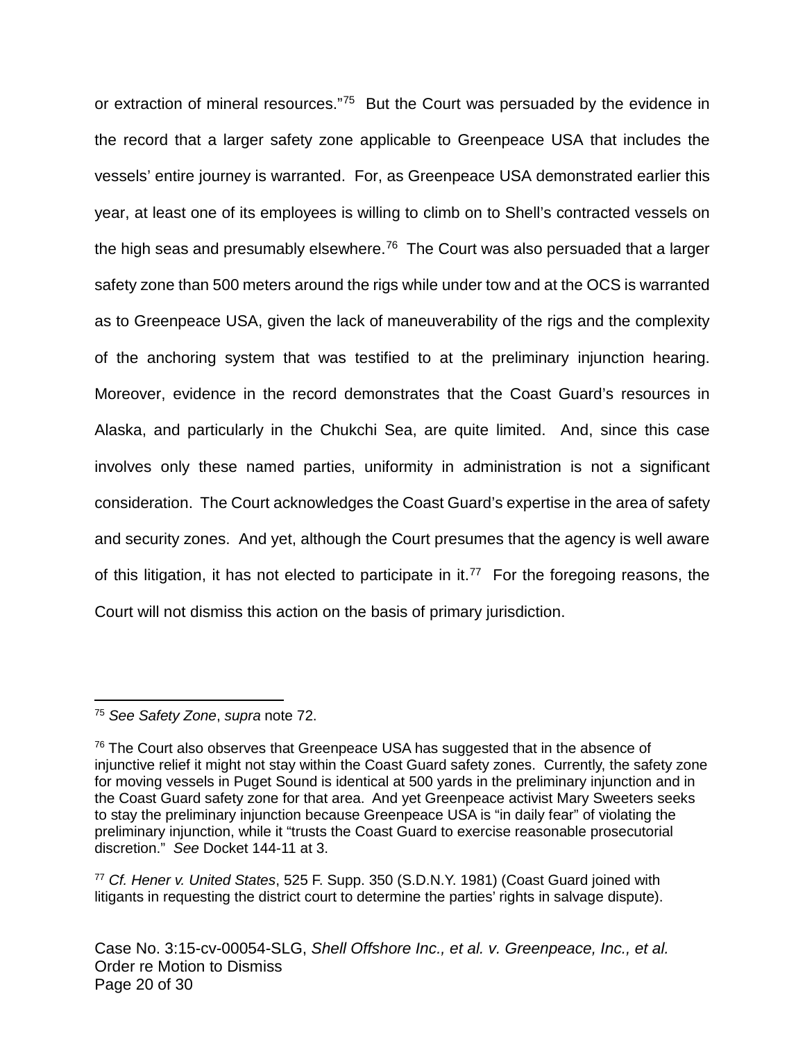or extraction of mineral resources."[75] But the Court was persuaded by the evidence in the record that a larger safety zone applicable to Greenpeace USA that includes the vessels' entire journey is warranted. For, as Greenpeace USA demonstrated earlier this year, at least one of its employees is willing to climb on to Shell's contracted vessels on the high seas and presumably elsewhere.[76] The Court was also persuaded that a larger safety zone than 500 meters around the rigs while under tow and at the OCS is warranted as to Greenpeace USA, given the lack of maneuverability of the rigs and the complexity of the anchoring system that was testified to at the preliminary injunction hearing. Moreover, evidence in the record demonstrates that the Coast Guard's resources in Alaska, and particularly in the Chukchi Sea, are quite limited. And, since this case involves only these named parties, uniformity in administration is not a significant consideration. The Court acknowledges the Coast Guard's expertise in the area of safety and security zones. And yet, although the Court presumes that the agency is well aware of this litigation, it has not elected to participate in it.[77] For the foregoing reasons, the Court will not dismiss this action on the basis of primary jurisdiction.

---

[75] *See Safety Zone*, *supra* note 72.

[76] The Court also observes that Greenpeace USA has suggested that in the absence of injunctive relief it might not stay within the Coast Guard safety zones. Currently, the safety zone for moving vessels in Puget Sound is identical at 500 yards in the preliminary injunction and in the Coast Guard safety zone for that area. And yet Greenpeace activist Mary Sweeters seeks to stay the preliminary injunction because Greenpeace USA is "in daily fear" of violating the preliminary injunction, while it "trusts the Coast Guard to exercise reasonable prosecutorial discretion." *See* Docket 144-11 at 3.

[77] *Cf. Hener v. United States*, 525 F. Supp. 350 (S.D.N.Y. 1981) (Coast Guard joined with litigants in requesting the district court to determine the parties' rights in salvage dispute).

Case No. 3:15-cv-00054-SLG, *Shell Offshore Inc., et al. v. Greenpeace, Inc., et al.*
Order re Motion to Dismiss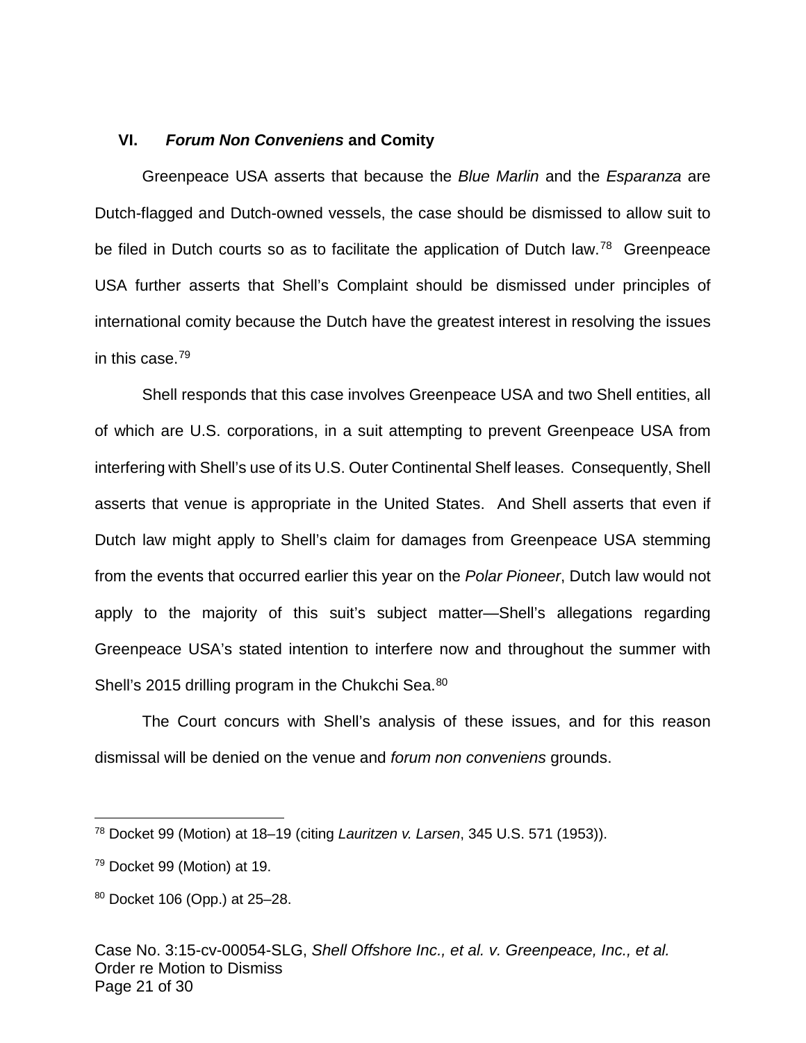## VI. ***Forum Non Conveniens* and Comity**

Greenpeace USA asserts that because the *Blue Marlin* and the *Esparanza* are Dutch-flagged and Dutch-owned vessels, the case should be dismissed to allow suit to be filed in Dutch courts so as to facilitate the application of Dutch law.[78] Greenpeace USA further asserts that Shell's Complaint should be dismissed under principles of international comity because the Dutch have the greatest interest in resolving the issues in this case.[79]

Shell responds that this case involves Greenpeace USA and two Shell entities, all of which are U.S. corporations, in a suit attempting to prevent Greenpeace USA from interfering with Shell's use of its U.S. Outer Continental Shelf leases. Consequently, Shell asserts that venue is appropriate in the United States. And Shell asserts that even if Dutch law might apply to Shell's claim for damages from Greenpeace USA stemming from the events that occurred earlier this year on the *Polar Pioneer*, Dutch law would not apply to the majority of this suit's subject matter—Shell's allegations regarding Greenpeace USA's stated intention to interfere now and throughout the summer with Shell's 2015 drilling program in the Chukchi Sea.[80]

The Court concurs with Shell's analysis of these issues, and for this reason dismissal will be denied on the venue and *forum non conveniens* grounds.

---

[78] Docket 99 (Motion) at 18–19 (citing *Lauritzen v. Larsen*, 345 U.S. 571 (1953)).

[79] Docket 99 (Motion) at 19.

[80] Docket 106 (Opp.) at 25–28.

Case No. 3:15-cv-00054-SLG, *Shell Offshore Inc., et al. v. Greenpeace, Inc., et al.*
Order re Motion to Dismiss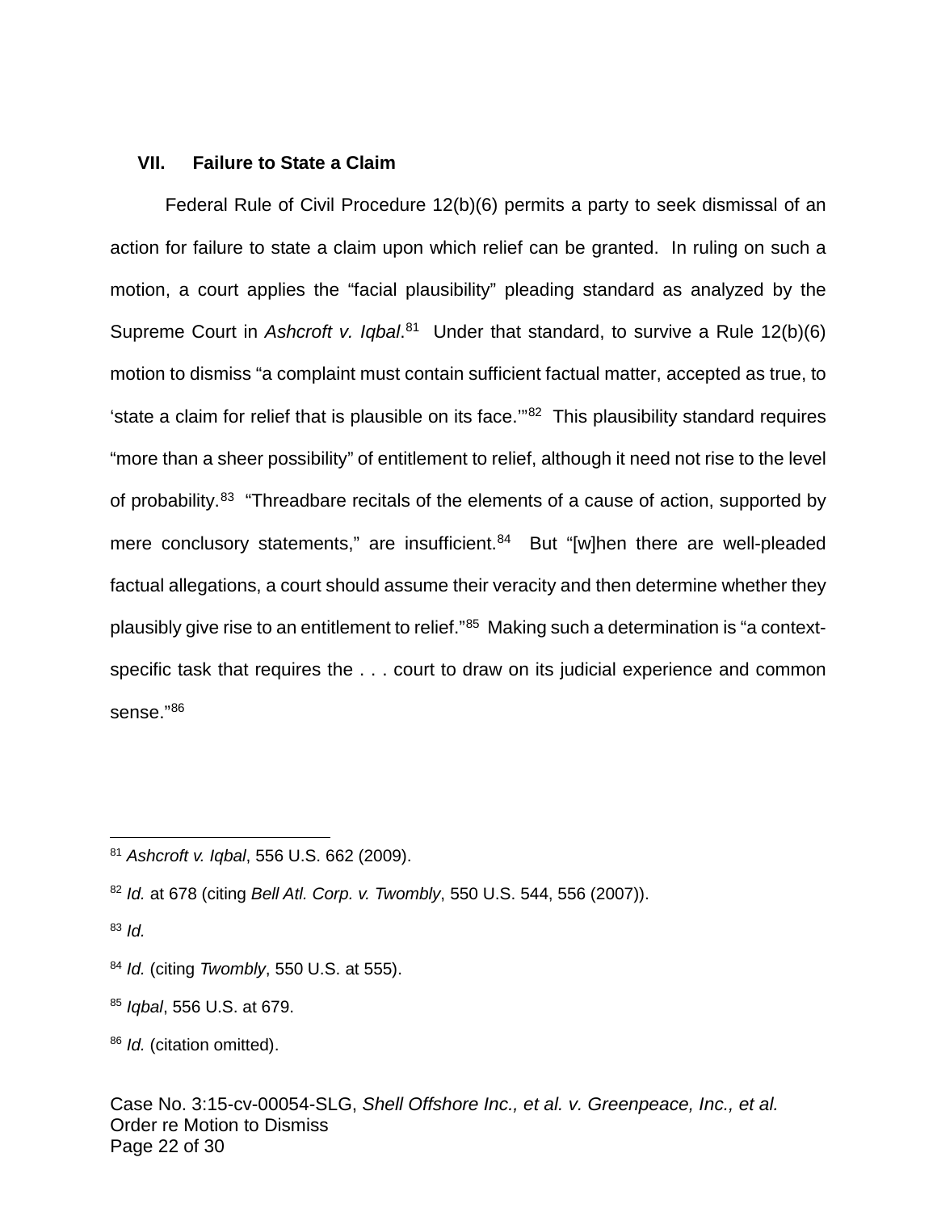## VII. Failure to State a Claim

Federal Rule of Civil Procedure 12(b)(6) permits a party to seek dismissal of an action for failure to state a claim upon which relief can be granted. In ruling on such a motion, a court applies the "facial plausibility" pleading standard as analyzed by the Supreme Court in *Ashcroft v. Iqbal*.[81] Under that standard, to survive a Rule 12(b)(6) motion to dismiss "a complaint must contain sufficient factual matter, accepted as true, to 'state a claim for relief that is plausible on its face.'"[82] This plausibility standard requires "more than a sheer possibility" of entitlement to relief, although it need not rise to the level of probability.[83] "Threadbare recitals of the elements of a cause of action, supported by mere conclusory statements," are insufficient.[84] But "[w]hen there are well-pleaded factual allegations, a court should assume their veracity and then determine whether they plausibly give rise to an entitlement to relief."[85] Making such a determination is "a context-specific task that requires the . . . court to draw on its judicial experience and common sense."[86]

---

[81] *Ashcroft v. Iqbal*, 556 U.S. 662 (2009).

[82] *Id.* at 678 (citing *Bell Atl. Corp. v. Twombly*, 550 U.S. 544, 556 (2007)).

[83] *Id.*

[84] *Id.* (citing *Twombly*, 550 U.S. at 555).

[85] *Iqbal*, 556 U.S. at 679.

[86] *Id.* (citation omitted).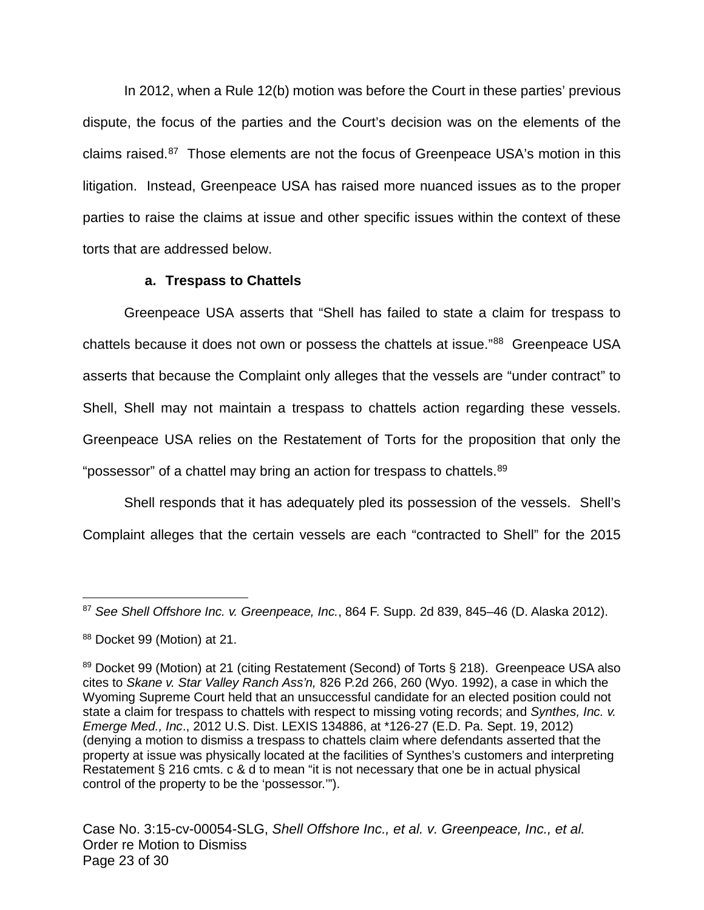In 2012, when a Rule 12(b) motion was before the Court in these parties' previous dispute, the focus of the parties and the Court's decision was on the elements of the claims raised.[87] Those elements are not the focus of Greenpeace USA's motion in this litigation. Instead, Greenpeace USA has raised more nuanced issues as to the proper parties to raise the claims at issue and other specific issues within the context of these torts that are addressed below.

**a. Trespass to Chattels**

Greenpeace USA asserts that "Shell has failed to state a claim for trespass to chattels because it does not own or possess the chattels at issue."[88] Greenpeace USA asserts that because the Complaint only alleges that the vessels are "under contract" to Shell, Shell may not maintain a trespass to chattels action regarding these vessels. Greenpeace USA relies on the Restatement of Torts for the proposition that only the "possessor" of a chattel may bring an action for trespass to chattels.[89]

Shell responds that it has adequately pled its possession of the vessels. Shell's Complaint alleges that the certain vessels are each "contracted to Shell" for the 2015

---

[87] *See Shell Offshore Inc. v. Greenpeace, Inc.*, 864 F. Supp. 2d 839, 845–46 (D. Alaska 2012).

[88] Docket 99 (Motion) at 21.

[89] Docket 99 (Motion) at 21 (citing Restatement (Second) of Torts § 218). Greenpeace USA also cites to *Skane v. Star Valley Ranch Ass'n,* 826 P.2d 266, 260 (Wyo. 1992), a case in which the Wyoming Supreme Court held that an unsuccessful candidate for an elected position could not state a claim for trespass to chattels with respect to missing voting records; and *Synthes, Inc. v. Emerge Med., Inc*., 2012 U.S. Dist. LEXIS 134886, at *126-27 (E.D. Pa. Sept. 19, 2012) (denying a motion to dismiss a trespass to chattels claim where defendants asserted that the property at issue was physically located at the facilities of Synthes's customers and interpreting Restatement § 216 cmts. c & d to mean "it is not necessary that one be in actual physical control of the property to be the 'possessor.'").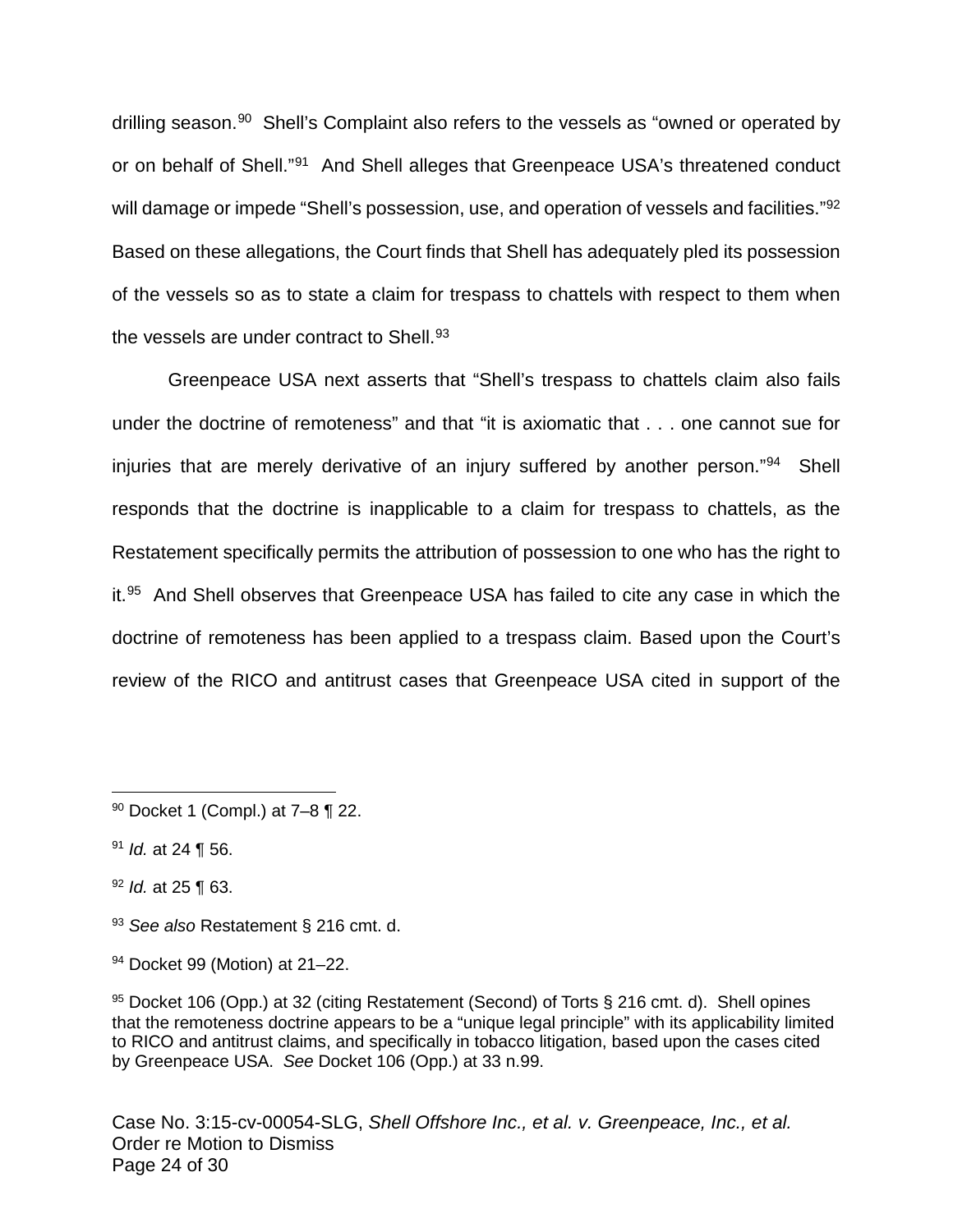drilling season.[90] Shell's Complaint also refers to the vessels as "owned or operated by or on behalf of Shell."[91] And Shell alleges that Greenpeace USA's threatened conduct will damage or impede "Shell's possession, use, and operation of vessels and facilities."[92] Based on these allegations, the Court finds that Shell has adequately pled its possession of the vessels so as to state a claim for trespass to chattels with respect to them when the vessels are under contract to Shell.[93]

Greenpeace USA next asserts that "Shell's trespass to chattels claim also fails under the doctrine of remoteness" and that "it is axiomatic that . . . one cannot sue for injuries that are merely derivative of an injury suffered by another person."[94] Shell responds that the doctrine is inapplicable to a claim for trespass to chattels, as the Restatement specifically permits the attribution of possession to one who has the right to it.[95] And Shell observes that Greenpeace USA has failed to cite any case in which the doctrine of remoteness has been applied to a trespass claim. Based upon the Court's review of the RICO and antitrust cases that Greenpeace USA cited in support of the

---

[90] Docket 1 (Compl.) at 7–8 ¶ 22.

[91] *Id.* at 24 ¶ 56.

[92] *Id.* at 25 ¶ 63.

[93] *See also* Restatement § 216 cmt. d.

[94] Docket 99 (Motion) at 21–22.

[95] Docket 106 (Opp.) at 32 (citing Restatement (Second) of Torts § 216 cmt. d). Shell opines that the remoteness doctrine appears to be a "unique legal principle" with its applicability limited to RICO and antitrust claims, and specifically in tobacco litigation, based upon the cases cited by Greenpeace USA. *See* Docket 106 (Opp.) at 33 n.99.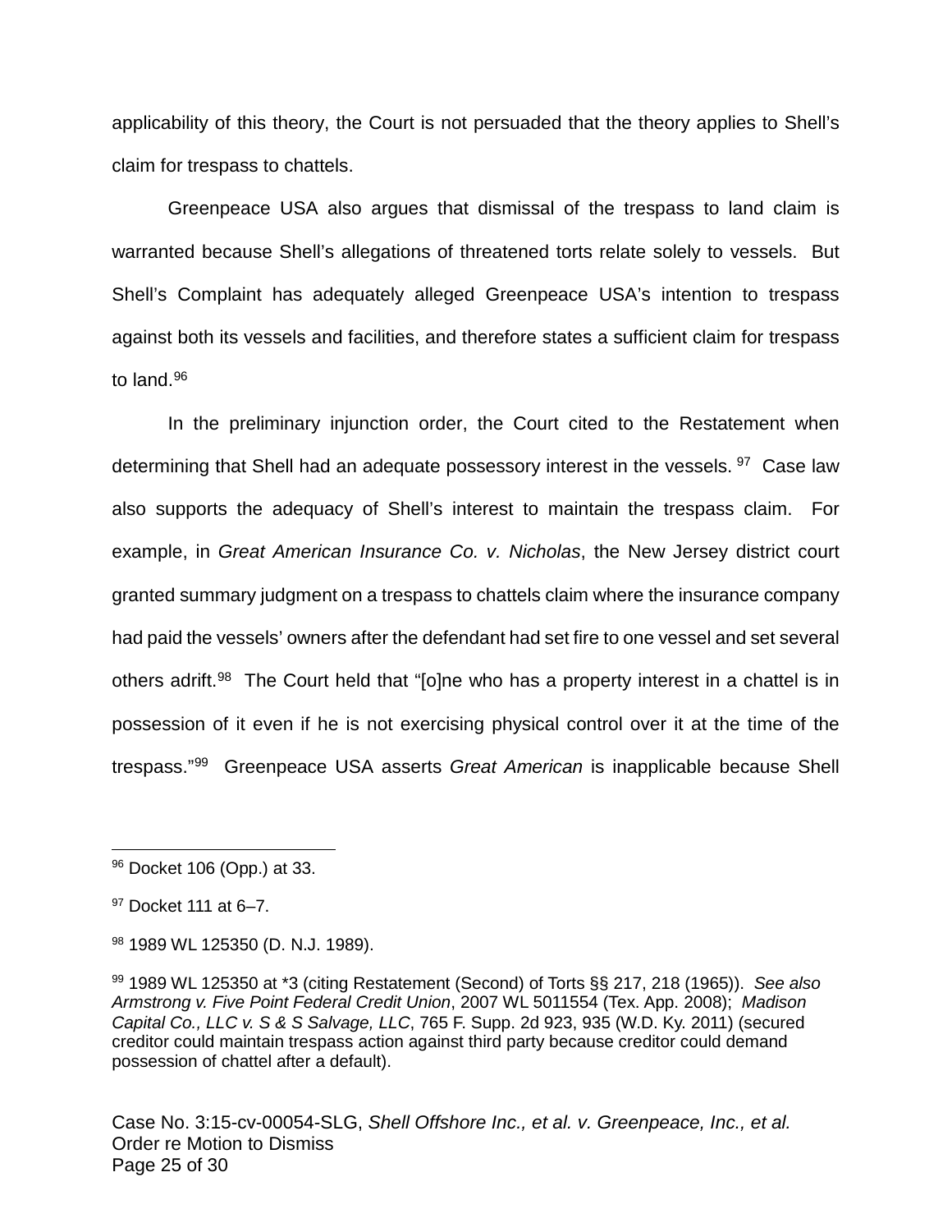applicability of this theory, the Court is not persuaded that the theory applies to Shell's claim for trespass to chattels.

Greenpeace USA also argues that dismissal of the trespass to land claim is warranted because Shell's allegations of threatened torts relate solely to vessels. But Shell's Complaint has adequately alleged Greenpeace USA's intention to trespass against both its vessels and facilities, and therefore states a sufficient claim for trespass to land.[96]

In the preliminary injunction order, the Court cited to the Restatement when determining that Shell had an adequate possessory interest in the vessels.[97] Case law also supports the adequacy of Shell's interest to maintain the trespass claim. For example, in *Great American Insurance Co. v. Nicholas*, the New Jersey district court granted summary judgment on a trespass to chattels claim where the insurance company had paid the vessels' owners after the defendant had set fire to one vessel and set several others adrift.[98] The Court held that "[o]ne who has a property interest in a chattel is in possession of it even if he is not exercising physical control over it at the time of the trespass."[99] Greenpeace USA asserts *Great American* is inapplicable because Shell

---

[96] Docket 106 (Opp.) at 33.

[97] Docket 111 at 6–7.

[98] 1989 WL 125350 (D. N.J. 1989).

[99] 1989 WL 125350 at *3 (citing Restatement (Second) of Torts §§ 217, 218 (1965)). *See also Armstrong v. Five Point Federal Credit Union*, 2007 WL 5011554 (Tex. App. 2008); *Madison Capital Co., LLC v. S & S Salvage, LLC*, 765 F. Supp. 2d 923, 935 (W.D. Ky. 2011) (secured creditor could maintain trespass action against third party because creditor could demand possession of chattel after a default).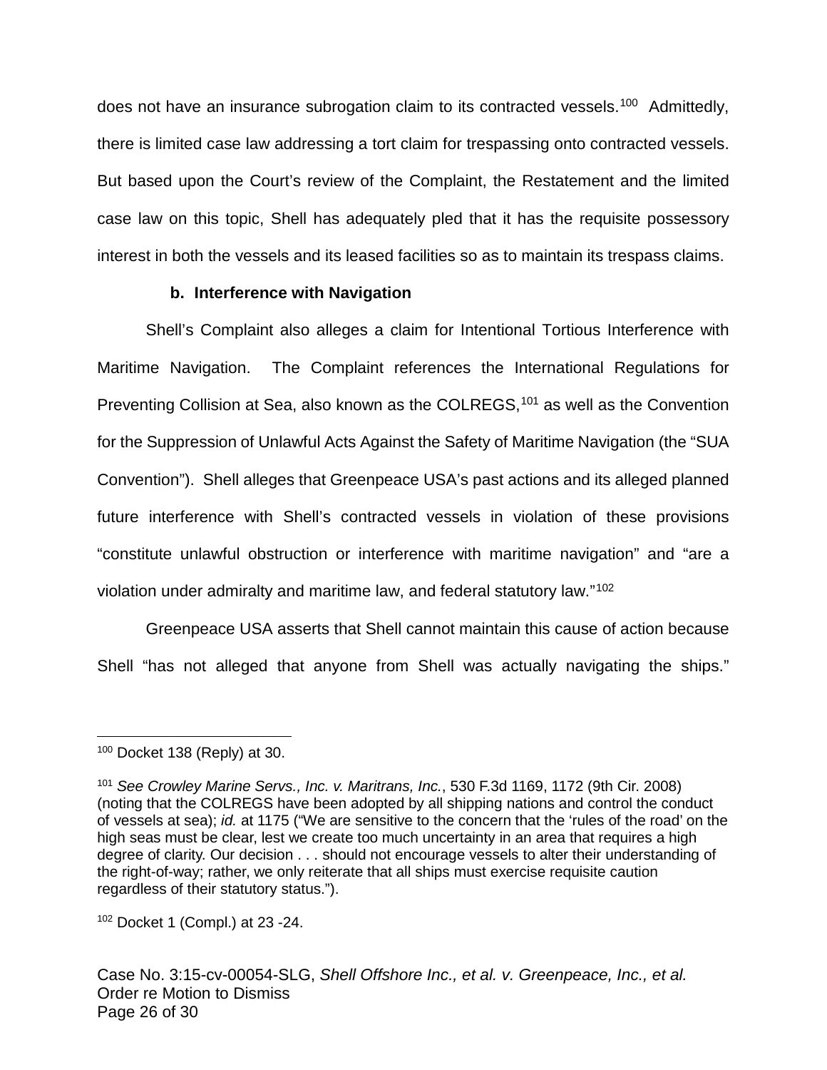does not have an insurance subrogation claim to its contracted vessels.[100] Admittedly, there is limited case law addressing a tort claim for trespassing onto contracted vessels. But based upon the Court's review of the Complaint, the Restatement and the limited case law on this topic, Shell has adequately pled that it has the requisite possessory interest in both the vessels and its leased facilities so as to maintain its trespass claims.

**b. Interference with Navigation**

Shell's Complaint also alleges a claim for Intentional Tortious Interference with Maritime Navigation. The Complaint references the International Regulations for Preventing Collision at Sea, also known as the COLREGS,[101] as well as the Convention for the Suppression of Unlawful Acts Against the Safety of Maritime Navigation (the "SUA Convention"). Shell alleges that Greenpeace USA's past actions and its alleged planned future interference with Shell's contracted vessels in violation of these provisions "constitute unlawful obstruction or interference with maritime navigation" and "are a violation under admiralty and maritime law, and federal statutory law."[102]

Greenpeace USA asserts that Shell cannot maintain this cause of action because Shell "has not alleged that anyone from Shell was actually navigating the ships."

---

[100] Docket 138 (Reply) at 30.

[101] *See Crowley Marine Servs., Inc. v. Maritrans, Inc.*, 530 F.3d 1169, 1172 (9th Cir. 2008) (noting that the COLREGS have been adopted by all shipping nations and control the conduct of vessels at sea); *id.* at 1175 ("We are sensitive to the concern that the 'rules of the road' on the high seas must be clear, lest we create too much uncertainty in an area that requires a high degree of clarity. Our decision . . . should not encourage vessels to alter their understanding of the right-of-way; rather, we only reiterate that all ships must exercise requisite caution regardless of their statutory status.").

[102] Docket 1 (Compl.) at 23 -24.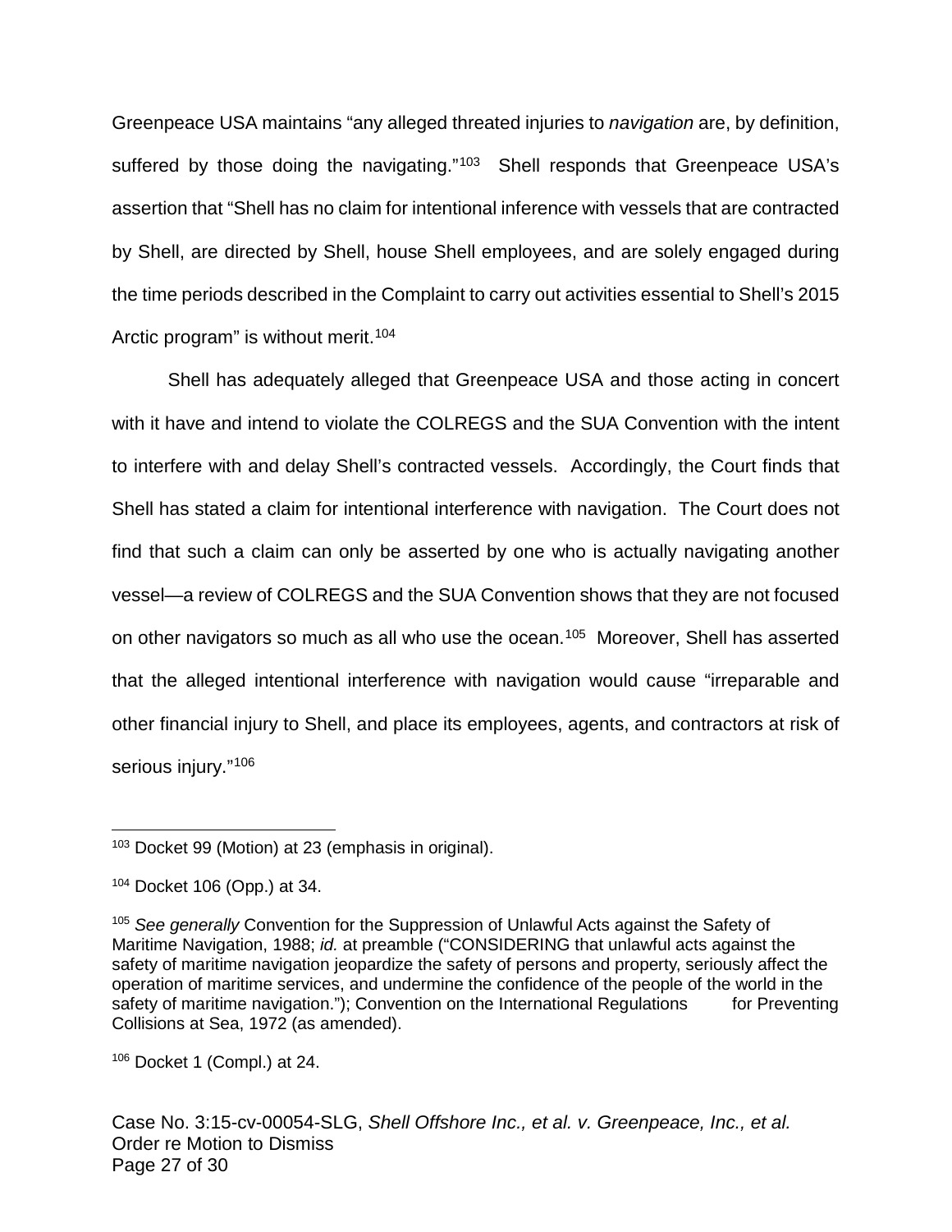Greenpeace USA maintains "any alleged threated injuries to *navigation* are, by definition, suffered by those doing the navigating."[103] Shell responds that Greenpeace USA's assertion that "Shell has no claim for intentional inference with vessels that are contracted by Shell, are directed by Shell, house Shell employees, and are solely engaged during the time periods described in the Complaint to carry out activities essential to Shell's 2015 Arctic program" is without merit.[104]

Shell has adequately alleged that Greenpeace USA and those acting in concert with it have and intend to violate the COLREGS and the SUA Convention with the intent to interfere with and delay Shell's contracted vessels. Accordingly, the Court finds that Shell has stated a claim for intentional interference with navigation. The Court does not find that such a claim can only be asserted by one who is actually navigating another vessel—a review of COLREGS and the SUA Convention shows that they are not focused on other navigators so much as all who use the ocean.[105] Moreover, Shell has asserted that the alleged intentional interference with navigation would cause "irreparable and other financial injury to Shell, and place its employees, agents, and contractors at risk of serious injury."[106]

---

[103] Docket 99 (Motion) at 23 (emphasis in original).

[104] Docket 106 (Opp.) at 34.

[105] *See generally* Convention for the Suppression of Unlawful Acts against the Safety of Maritime Navigation, 1988; *id.* at preamble ("CONSIDERING that unlawful acts against the safety of maritime navigation jeopardize the safety of persons and property, seriously affect the operation of maritime services, and undermine the confidence of the people of the world in the safety of maritime navigation."); Convention on the International Regulations for Preventing Collisions at Sea, 1972 (as amended).

[106] Docket 1 (Compl.) at 24.

Case No. 3:15-cv-00054-SLG, *Shell Offshore Inc., et al. v. Greenpeace, Inc., et al.*
Order re Motion to Dismiss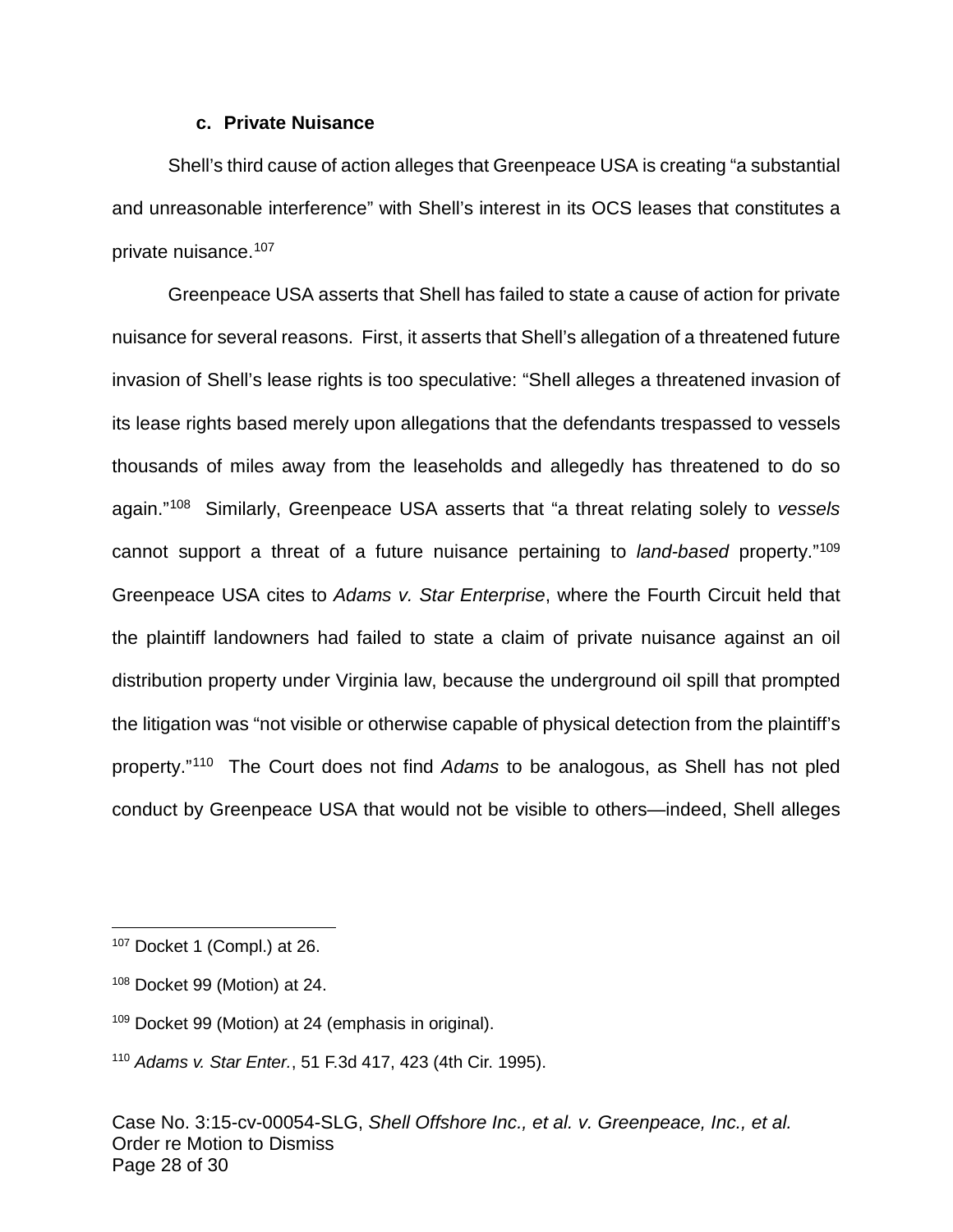### c. Private Nuisance

Shell's third cause of action alleges that Greenpeace USA is creating "a substantial and unreasonable interference" with Shell's interest in its OCS leases that constitutes a private nuisance.[107]

Greenpeace USA asserts that Shell has failed to state a cause of action for private nuisance for several reasons. First, it asserts that Shell's allegation of a threatened future invasion of Shell's lease rights is too speculative: "Shell alleges a threatened invasion of its lease rights based merely upon allegations that the defendants trespassed to vessels thousands of miles away from the leaseholds and allegedly has threatened to do so again."[108] Similarly, Greenpeace USA asserts that "a threat relating solely to *vessels* cannot support a threat of a future nuisance pertaining to *land-based* property."[109] Greenpeace USA cites to *Adams v. Star Enterprise*, where the Fourth Circuit held that the plaintiff landowners had failed to state a claim of private nuisance against an oil distribution property under Virginia law, because the underground oil spill that prompted the litigation was "not visible or otherwise capable of physical detection from the plaintiff's property."[110] The Court does not find *Adams* to be analogous, as Shell has not pled conduct by Greenpeace USA that would not be visible to others—indeed, Shell alleges

---

[107] Docket 1 (Compl.) at 26.

[108] Docket 99 (Motion) at 24.

[109] Docket 99 (Motion) at 24 (emphasis in original).

[110] *Adams v. Star Enter.*, 51 F.3d 417, 423 (4th Cir. 1995).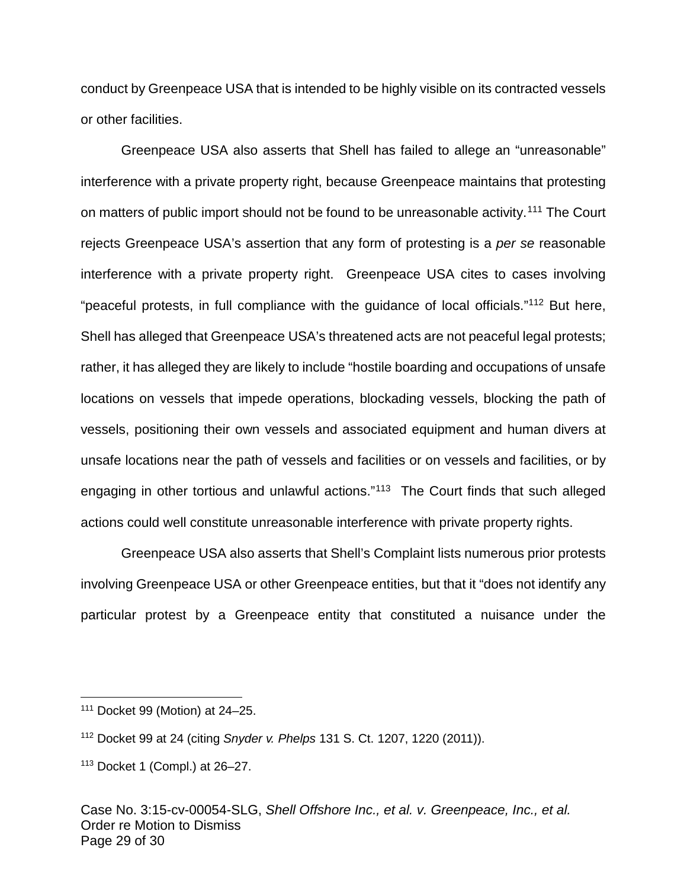conduct by Greenpeace USA that is intended to be highly visible on its contracted vessels or other facilities.

Greenpeace USA also asserts that Shell has failed to allege an "unreasonable" interference with a private property right, because Greenpeace maintains that protesting on matters of public import should not be found to be unreasonable activity.[111] The Court rejects Greenpeace USA's assertion that any form of protesting is a *per se* reasonable interference with a private property right. Greenpeace USA cites to cases involving "peaceful protests, in full compliance with the guidance of local officials."[112] But here, Shell has alleged that Greenpeace USA's threatened acts are not peaceful legal protests; rather, it has alleged they are likely to include "hostile boarding and occupations of unsafe locations on vessels that impede operations, blockading vessels, blocking the path of vessels, positioning their own vessels and associated equipment and human divers at unsafe locations near the path of vessels and facilities or on vessels and facilities, or by engaging in other tortious and unlawful actions."[113] The Court finds that such alleged actions could well constitute unreasonable interference with private property rights.

Greenpeace USA also asserts that Shell's Complaint lists numerous prior protests involving Greenpeace USA or other Greenpeace entities, but that it "does not identify any particular protest by a Greenpeace entity that constituted a nuisance under the

---

[111] Docket 99 (Motion) at 24–25.

[112] Docket 99 at 24 (citing *Snyder v. Phelps* 131 S. Ct. 1207, 1220 (2011)).

[113] Docket 1 (Compl.) at 26–27.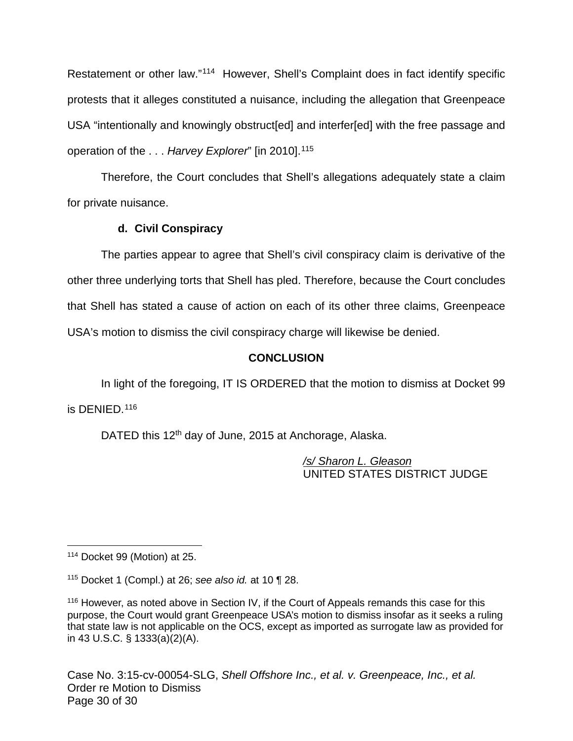Restatement or other law."[114] However, Shell's Complaint does in fact identify specific protests that it alleges constituted a nuisance, including the allegation that Greenpeace USA "intentionally and knowingly obstruct[ed] and interfer[ed] with the free passage and operation of the . . . *Harvey Explorer*" [in 2010].[115]

Therefore, the Court concludes that Shell's allegations adequately state a claim for private nuisance.

**d. Civil Conspiracy**

The parties appear to agree that Shell's civil conspiracy claim is derivative of the other three underlying torts that Shell has pled. Therefore, because the Court concludes that Shell has stated a cause of action on each of its other three claims, Greenpeace USA's motion to dismiss the civil conspiracy charge will likewise be denied.

**CONCLUSION**

In light of the foregoing, IT IS ORDERED that the motion to dismiss at Docket 99 is DENIED.[116]

DATED this 12th day of June, 2015 at Anchorage, Alaska.

*/s/ Sharon L. Gleason*
UNITED STATES DISTRICT JUDGE

---

[114] Docket 99 (Motion) at 25.

[115] Docket 1 (Compl.) at 26; *see also id.* at 10 ¶ 28.

[116] However, as noted above in Section IV, if the Court of Appeals remands this case for this purpose, the Court would grant Greenpeace USA's motion to dismiss insofar as it seeks a ruling that state law is not applicable on the OCS, except as imported as surrogate law as provided for in 43 U.S.C. § 1333(a)(2)(A).

Case No. 3:15-cv-00054-SLG, *Shell Offshore Inc., et al. v. Greenpeace, Inc., et al.*
Order re Motion to Dismiss